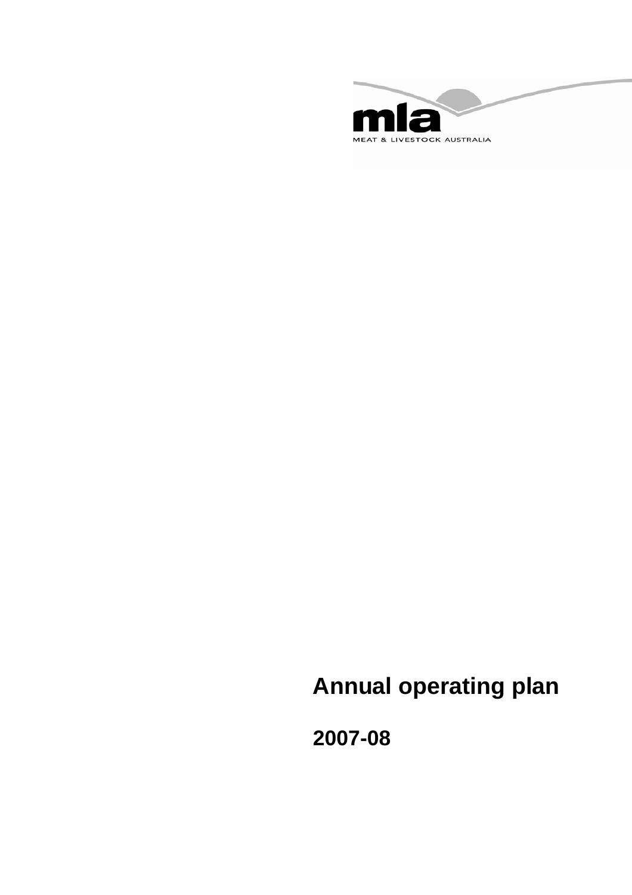mla

MEAT & LIVESTOCK AUSTRALIA

# Annual operating plan

## 2007-08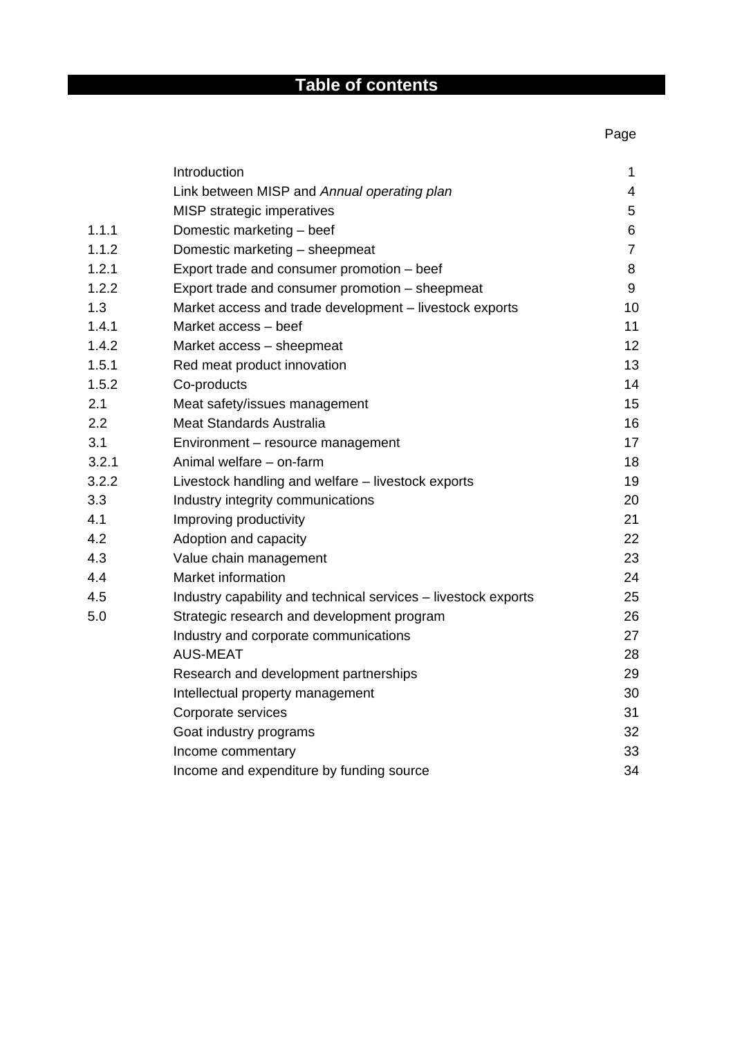# Table of contents

| | | Page |
|---|---|---|
| | Introduction | 1 |
| | Link between MISP and *Annual operating plan* | 4 |
| | MISP strategic imperatives | 5 |
| 1.1.1 | Domestic marketing – beef | 6 |
| 1.1.2 | Domestic marketing – sheepmeat | 7 |
| 1.2.1 | Export trade and consumer promotion – beef | 8 |
| 1.2.2 | Export trade and consumer promotion – sheepmeat | 9 |
| 1.3 | Market access and trade development – livestock exports | 10 |
| 1.4.1 | Market access – beef | 11 |
| 1.4.2 | Market access – sheepmeat | 12 |
| 1.5.1 | Red meat product innovation | 13 |
| 1.5.2 | Co-products | 14 |
| 2.1 | Meat safety/issues management | 15 |
| 2.2 | Meat Standards Australia | 16 |
| 3.1 | Environment – resource management | 17 |
| 3.2.1 | Animal welfare – on-farm | 18 |
| 3.2.2 | Livestock handling and welfare – livestock exports | 19 |
| 3.3 | Industry integrity communications | 20 |
| 4.1 | Improving productivity | 21 |
| 4.2 | Adoption and capacity | 22 |
| 4.3 | Value chain management | 23 |
| 4.4 | Market information | 24 |
| 4.5 | Industry capability and technical services – livestock exports | 25 |
| 5.0 | Strategic research and development program | 26 |
| | Industry and corporate communications | 27 |
| | AUS-MEAT | 28 |
| | Research and development partnerships | 29 |
| | Intellectual property management | 30 |
| | Corporate services | 31 |
| | Goat industry programs | 32 |
| | Income commentary | 33 |
| | Income and expenditure by funding source | 34 |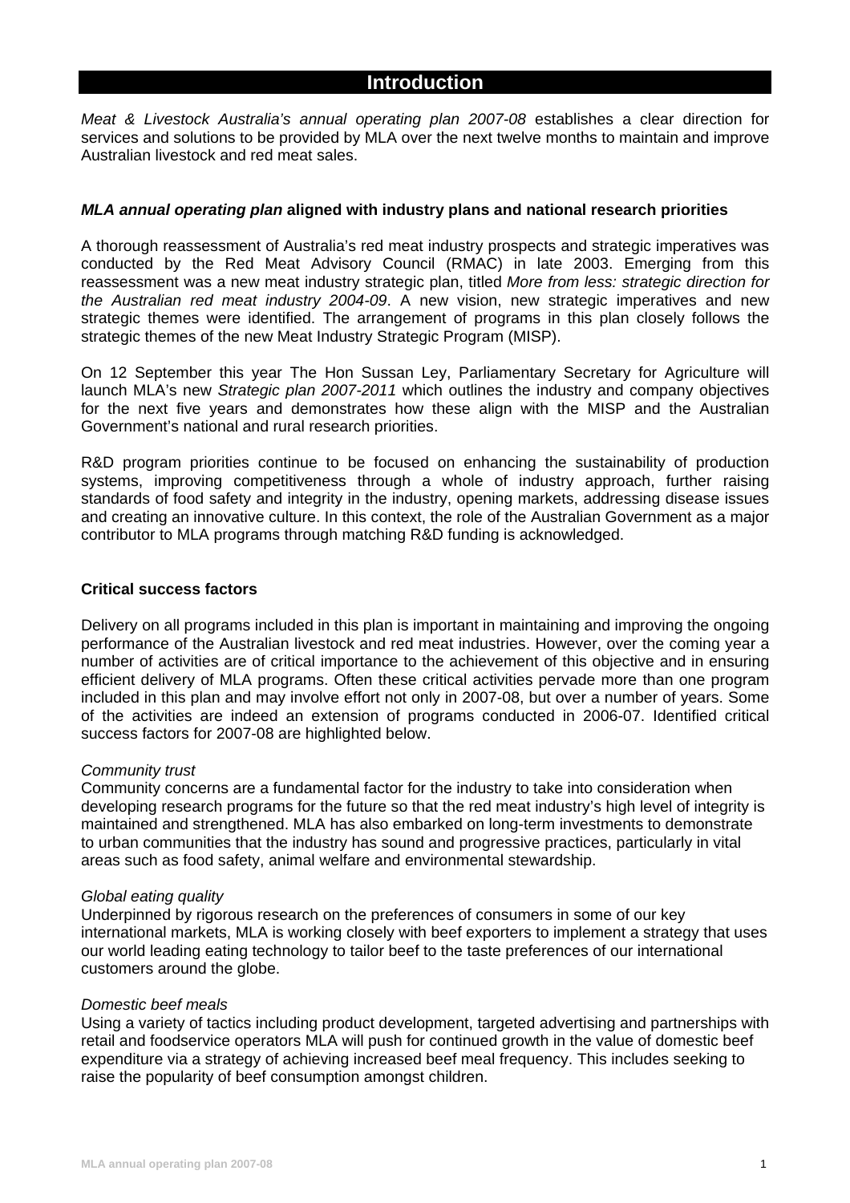# Introduction

*Meat & Livestock Australia's annual operating plan 2007-08* establishes a clear direction for services and solutions to be provided by MLA over the next twelve months to maintain and improve Australian livestock and red meat sales.

### ***MLA annual operating plan*** **aligned with industry plans and national research priorities**

A thorough reassessment of Australia's red meat industry prospects and strategic imperatives was conducted by the Red Meat Advisory Council (RMAC) in late 2003. Emerging from this reassessment was a new meat industry strategic plan, titled *More from less: strategic direction for the Australian red meat industry 2004-09*. A new vision, new strategic imperatives and new strategic themes were identified. The arrangement of programs in this plan closely follows the strategic themes of the new Meat Industry Strategic Program (MISP).

On 12 September this year The Hon Sussan Ley, Parliamentary Secretary for Agriculture will launch MLA's new *Strategic plan 2007-2011* which outlines the industry and company objectives for the next five years and demonstrates how these align with the MISP and the Australian Government's national and rural research priorities.

R&D program priorities continue to be focused on enhancing the sustainability of production systems, improving competitiveness through a whole of industry approach, further raising standards of food safety and integrity in the industry, opening markets, addressing disease issues and creating an innovative culture. In this context, the role of the Australian Government as a major contributor to MLA programs through matching R&D funding is acknowledged.

### **Critical success factors**

Delivery on all programs included in this plan is important in maintaining and improving the ongoing performance of the Australian livestock and red meat industries. However, over the coming year a number of activities are of critical importance to the achievement of this objective and in ensuring efficient delivery of MLA programs. Often these critical activities pervade more than one program included in this plan and may involve effort not only in 2007-08, but over a number of years. Some of the activities are indeed an extension of programs conducted in 2006-07. Identified critical success factors for 2007-08 are highlighted below.

*Community trust*
Community concerns are a fundamental factor for the industry to take into consideration when developing research programs for the future so that the red meat industry's high level of integrity is maintained and strengthened. MLA has also embarked on long-term investments to demonstrate to urban communities that the industry has sound and progressive practices, particularly in vital areas such as food safety, animal welfare and environmental stewardship.

*Global eating quality*
Underpinned by rigorous research on the preferences of consumers in some of our key international markets, MLA is working closely with beef exporters to implement a strategy that uses our world leading eating technology to tailor beef to the taste preferences of our international customers around the globe.

*Domestic beef meals*
Using a variety of tactics including product development, targeted advertising and partnerships with retail and foodservice operators MLA will push for continued growth in the value of domestic beef expenditure via a strategy of achieving increased beef meal frequency. This includes seeking to raise the popularity of beef consumption amongst children.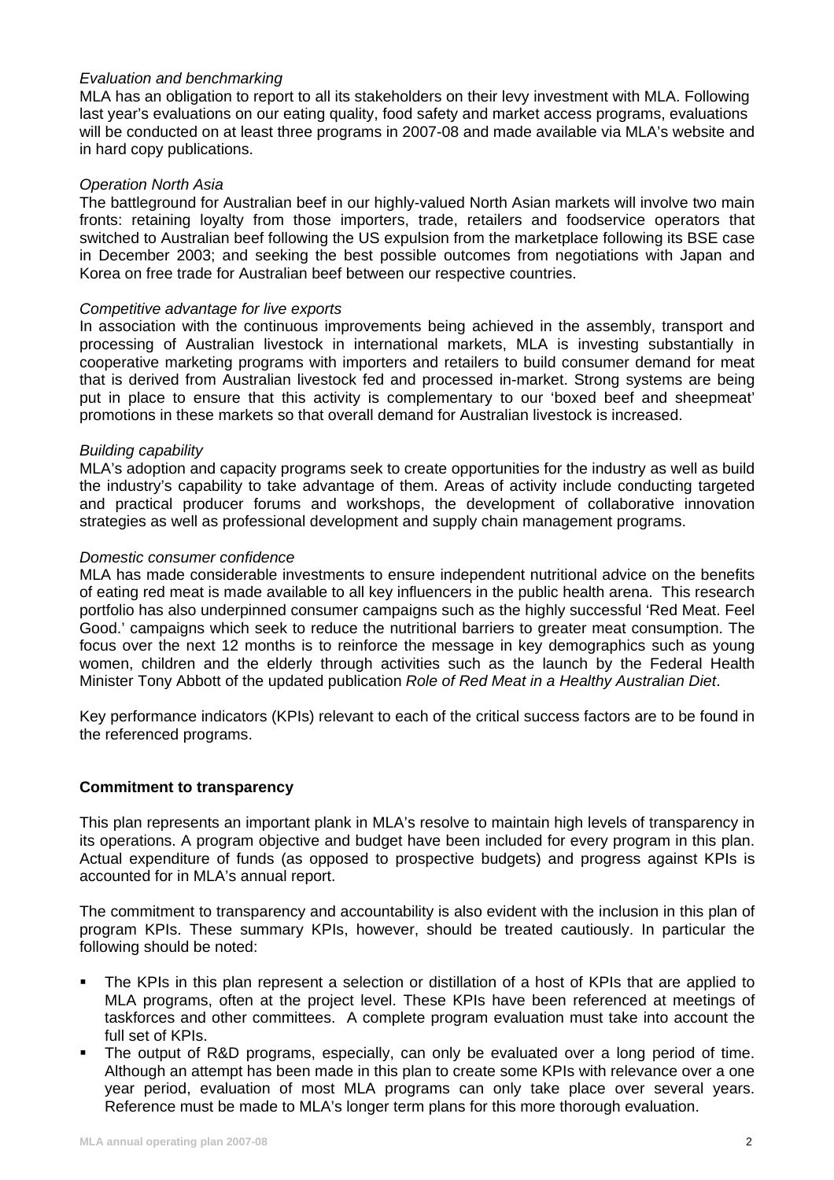*Evaluation and benchmarking*
MLA has an obligation to report to all its stakeholders on their levy investment with MLA. Following last year's evaluations on our eating quality, food safety and market access programs, evaluations will be conducted on at least three programs in 2007-08 and made available via MLA's website and in hard copy publications.

*Operation North Asia*
The battleground for Australian beef in our highly-valued North Asian markets will involve two main fronts: retaining loyalty from those importers, trade, retailers and foodservice operators that switched to Australian beef following the US expulsion from the marketplace following its BSE case in December 2003; and seeking the best possible outcomes from negotiations with Japan and Korea on free trade for Australian beef between our respective countries.

*Competitive advantage for live exports*
In association with the continuous improvements being achieved in the assembly, transport and processing of Australian livestock in international markets, MLA is investing substantially in cooperative marketing programs with importers and retailers to build consumer demand for meat that is derived from Australian livestock fed and processed in-market. Strong systems are being put in place to ensure that this activity is complementary to our 'boxed beef and sheepmeat' promotions in these markets so that overall demand for Australian livestock is increased.

*Building capability*
MLA's adoption and capacity programs seek to create opportunities for the industry as well as build the industry's capability to take advantage of them. Areas of activity include conducting targeted and practical producer forums and workshops, the development of collaborative innovation strategies as well as professional development and supply chain management programs.

*Domestic consumer confidence*
MLA has made considerable investments to ensure independent nutritional advice on the benefits of eating red meat is made available to all key influencers in the public health arena. This research portfolio has also underpinned consumer campaigns such as the highly successful 'Red Meat. Feel Good.' campaigns which seek to reduce the nutritional barriers to greater meat consumption. The focus over the next 12 months is to reinforce the message in key demographics such as young women, children and the elderly through activities such as the launch by the Federal Health Minister Tony Abbott of the updated publication *Role of Red Meat in a Healthy Australian Diet*.

Key performance indicators (KPIs) relevant to each of the critical success factors are to be found in the referenced programs.

**Commitment to transparency**

This plan represents an important plank in MLA's resolve to maintain high levels of transparency in its operations. A program objective and budget have been included for every program in this plan. Actual expenditure of funds (as opposed to prospective budgets) and progress against KPIs is accounted for in MLA's annual report.

The commitment to transparency and accountability is also evident with the inclusion in this plan of program KPIs. These summary KPIs, however, should be treated cautiously. In particular the following should be noted:

- The KPIs in this plan represent a selection or distillation of a host of KPIs that are applied to MLA programs, often at the project level. These KPIs have been referenced at meetings of taskforces and other committees. A complete program evaluation must take into account the full set of KPIs.
- The output of R&D programs, especially, can only be evaluated over a long period of time. Although an attempt has been made in this plan to create some KPIs with relevance over a one year period, evaluation of most MLA programs can only take place over several years. Reference must be made to MLA's longer term plans for this more thorough evaluation.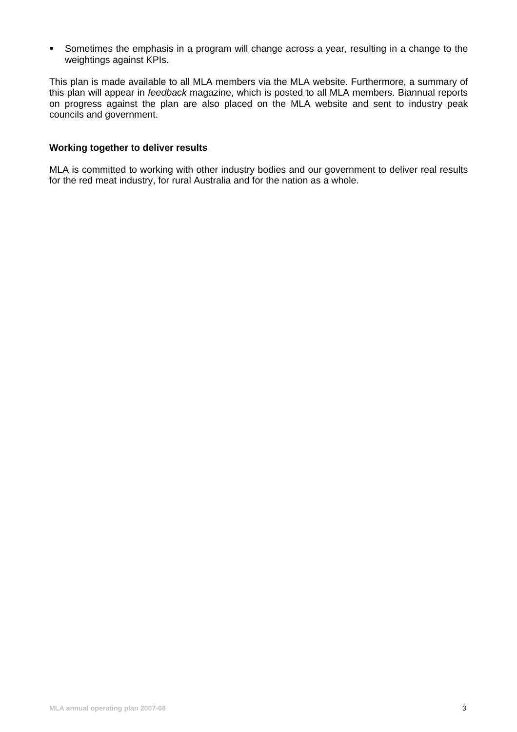- Sometimes the emphasis in a program will change across a year, resulting in a change to the weightings against KPIs.

This plan is made available to all MLA members via the MLA website. Furthermore, a summary of this plan will appear in *feedback* magazine, which is posted to all MLA members. Biannual reports on progress against the plan are also placed on the MLA website and sent to industry peak councils and government.

**Working together to deliver results**

MLA is committed to working with other industry bodies and our government to deliver real results for the red meat industry, for rural Australia and for the nation as a whole.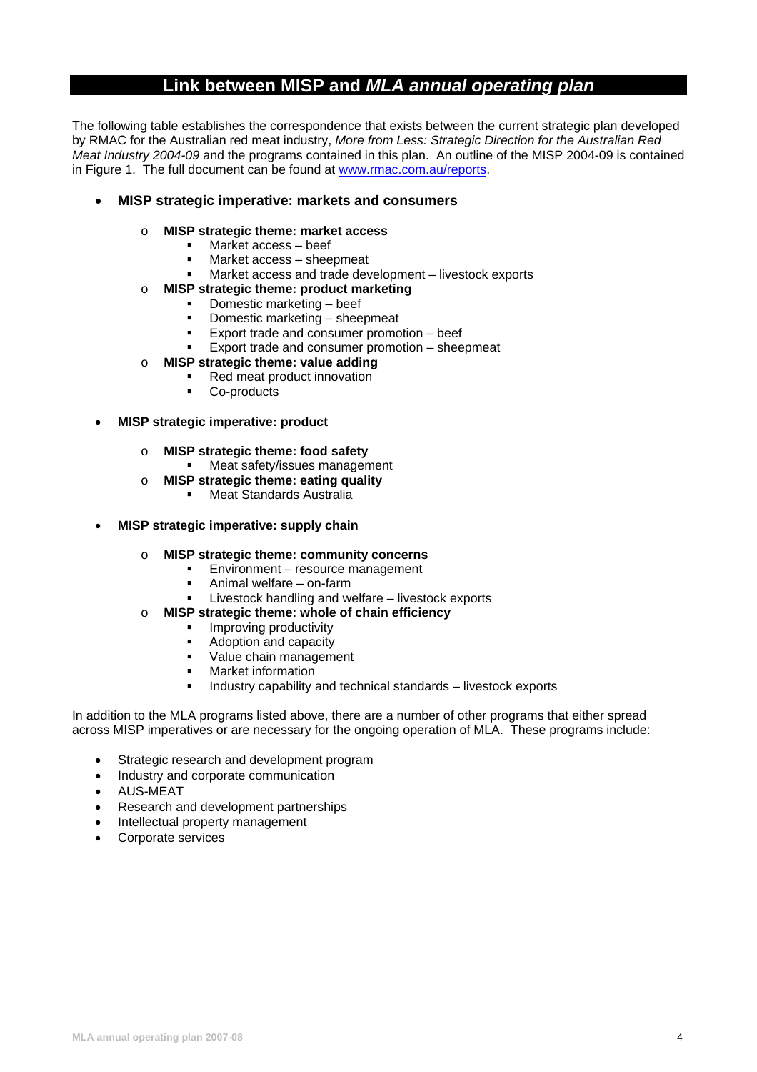# Link between MISP and *MLA annual operating plan*

The following table establishes the correspondence that exists between the current strategic plan developed by RMAC for the Australian red meat industry, *More from Less: Strategic Direction for the Australian Red Meat Industry 2004-09* and the programs contained in this plan. An outline of the MISP 2004-09 is contained in Figure 1. The full document can be found at www.rmac.com.au/reports.

- **MISP strategic imperative: markets and consumers**
  - **MISP strategic theme: market access**
    - Market access – beef
    - Market access – sheepmeat
    - Market access and trade development – livestock exports
  - **MISP strategic theme: product marketing**
    - Domestic marketing – beef
    - Domestic marketing – sheepmeat
    - Export trade and consumer promotion – beef
    - Export trade and consumer promotion – sheepmeat
  - **MISP strategic theme: value adding**
    - Red meat product innovation
    - Co-products

- **MISP strategic imperative: product**
  - **MISP strategic theme: food safety**
    - Meat safety/issues management
  - **MISP strategic theme: eating quality**
    - Meat Standards Australia

- **MISP strategic imperative: supply chain**
  - **MISP strategic theme: community concerns**
    - Environment – resource management
    - Animal welfare – on-farm
    - Livestock handling and welfare – livestock exports
  - **MISP strategic theme: whole of chain efficiency**
    - Improving productivity
    - Adoption and capacity
    - Value chain management
    - Market information
    - Industry capability and technical standards – livestock exports

In addition to the MLA programs listed above, there are a number of other programs that either spread across MISP imperatives or are necessary for the ongoing operation of MLA. These programs include:

- Strategic research and development program
- Industry and corporate communication
- AUS-MEAT
- Research and development partnerships
- Intellectual property management
- Corporate services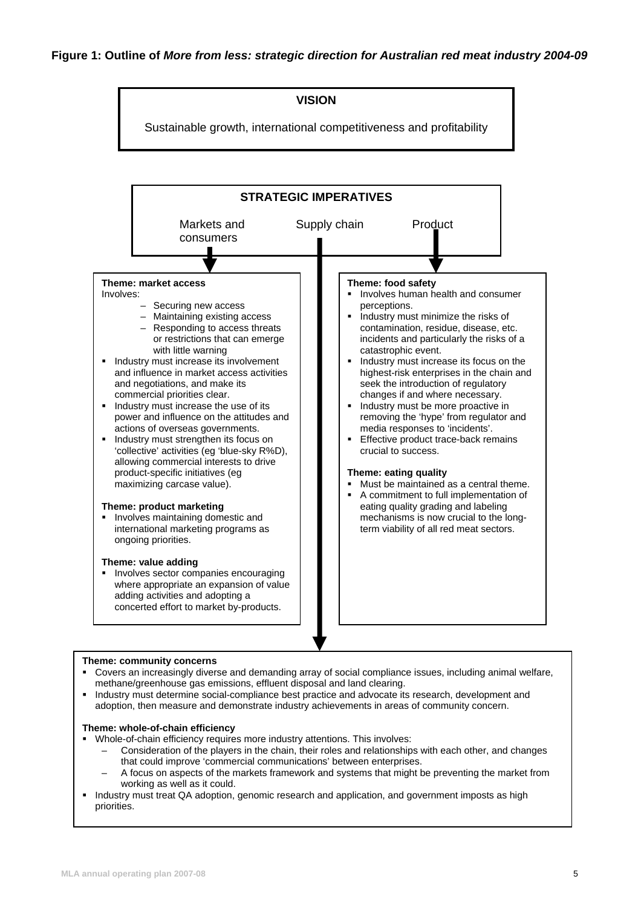**Figure 1: Outline of *More from less: strategic direction for Australian red meat industry 2004-09***

**VISION**

Sustainable growth, international competitiveness and profitability

**STRATEGIC IMPERATIVES**

Markets and consumers | Supply chain | Product

**Theme: market access**

Involves:

- Securing new access
- Maintaining existing access
- Responding to access threats or restrictions that can emerge with little warning

- Industry must increase its involvement and influence in market access activities and negotiations, and make its commercial priorities clear.
- Industry must increase the use of its power and influence on the attitudes and actions of overseas governments.
- Industry must strengthen its focus on 'collective' activities (eg 'blue-sky R%D), allowing commercial interests to drive product-specific initiatives (eg maximizing carcase value).

**Theme: product marketing**

- Involves maintaining domestic and international marketing programs as ongoing priorities.

**Theme: value adding**

- Involves sector companies encouraging where appropriate an expansion of value adding activities and adopting a concerted effort to market by-products.

**Theme: food safety**

- Involves human health and consumer perceptions.
- Industry must minimize the risks of contamination, residue, disease, etc. incidents and particularly the risks of a catastrophic event.
- Industry must increase its focus on the highest-risk enterprises in the chain and seek the introduction of regulatory changes if and where necessary.
- Industry must be more proactive in removing the 'hype' from regulator and media responses to 'incidents'.
- Effective product trace-back remains crucial to success.

**Theme: eating quality**

- Must be maintained as a central theme.
- A commitment to full implementation of eating quality grading and labeling mechanisms is now crucial to the long-term viability of all red meat sectors.

**Theme: community concerns**

- Covers an increasingly diverse and demanding array of social compliance issues, including animal welfare, methane/greenhouse gas emissions, effluent disposal and land clearing.
- Industry must determine social-compliance best practice and advocate its research, development and adoption, then measure and demonstrate industry achievements in areas of community concern.

**Theme: whole-of-chain efficiency**

- Whole-of-chain efficiency requires more industry attentions. This involves:
  - Consideration of the players in the chain, their roles and relationships with each other, and changes that could improve 'commercial communications' between enterprises.
  - A focus on aspects of the markets framework and systems that might be preventing the market from working as well as it could.
- Industry must treat QA adoption, genomic research and application, and government imposts as high priorities.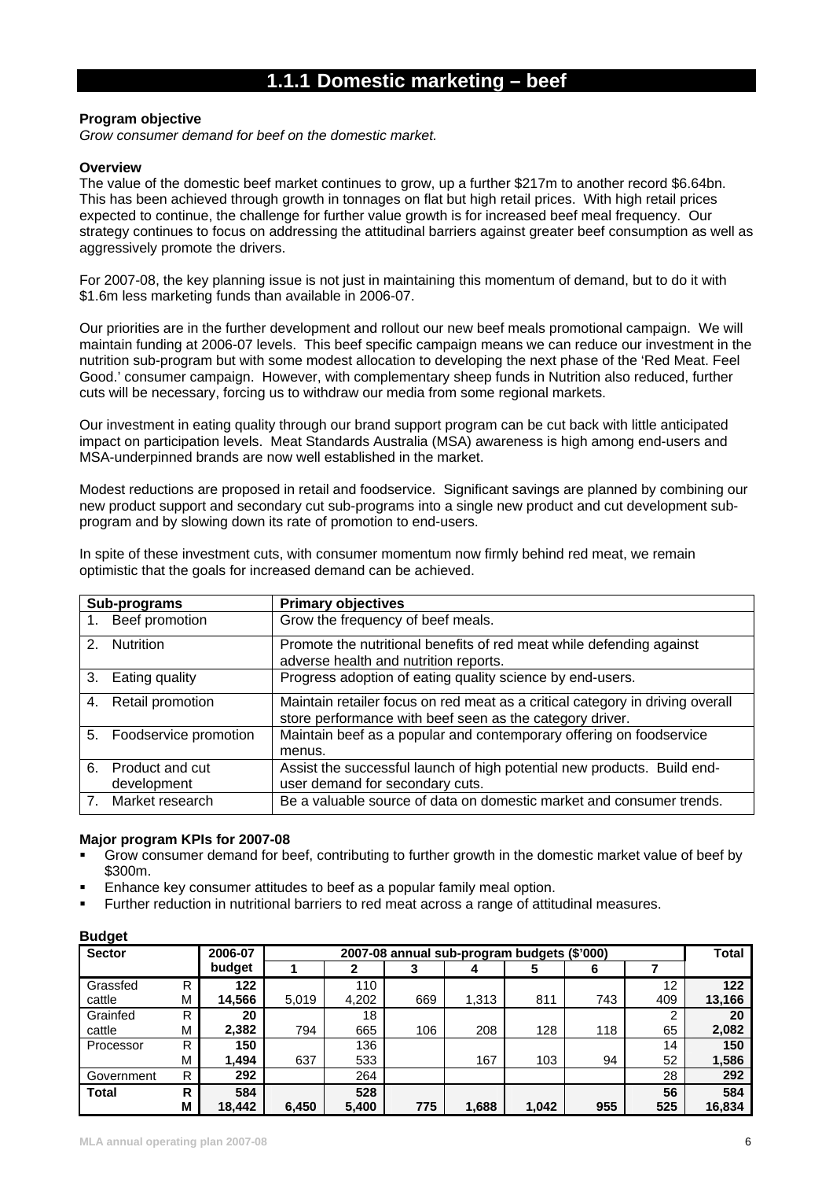# 1.1.1 Domestic marketing – beef

**Program objective**

*Grow consumer demand for beef on the domestic market.*

**Overview**

The value of the domestic beef market continues to grow, up a further $217m to another record $6.64bn. This has been achieved through growth in tonnages on flat but high retail prices. With high retail prices expected to continue, the challenge for further value growth is for increased beef meal frequency. Our strategy continues to focus on addressing the attitudinal barriers against greater beef consumption as well as aggressively promote the drivers.

For 2007-08, the key planning issue is not just in maintaining this momentum of demand, but to do it with $1.6m less marketing funds than available in 2006-07.

Our priorities are in the further development and rollout our new beef meals promotional campaign. We will maintain funding at 2006-07 levels. This beef specific campaign means we can reduce our investment in the nutrition sub-program but with some modest allocation to developing the next phase of the 'Red Meat. Feel Good.' consumer campaign. However, with complementary sheep funds in Nutrition also reduced, further cuts will be necessary, forcing us to withdraw our media from some regional markets.

Our investment in eating quality through our brand support program can be cut back with little anticipated impact on participation levels. Meat Standards Australia (MSA) awareness is high among end-users and MSA-underpinned brands are now well established in the market.

Modest reductions are proposed in retail and foodservice. Significant savings are planned by combining our new product support and secondary cut sub-programs into a single new product and cut development sub-program and by slowing down its rate of promotion to end-users.

In spite of these investment cuts, with consumer momentum now firmly behind red meat, we remain optimistic that the goals for increased demand can be achieved.

| Sub-programs | Primary objectives |
|---|---|
| 1. Beef promotion | Grow the frequency of beef meals. |
| 2. Nutrition | Promote the nutritional benefits of red meat while defending against adverse health and nutrition reports. |
| 3. Eating quality | Progress adoption of eating quality science by end-users. |
| 4. Retail promotion | Maintain retailer focus on red meat as a critical category in driving overall store performance with beef seen as the category driver. |
| 5. Foodservice promotion | Maintain beef as a popular and contemporary offering on foodservice menus. |
| 6. Product and cut development | Assist the successful launch of high potential new products. Build end-user demand for secondary cuts. |
| 7. Market research | Be a valuable source of data on domestic market and consumer trends. |

**Major program KPIs for 2007-08**

- Grow consumer demand for beef, contributing to further growth in the domestic market value of beef by $300m.
- Enhance key consumer attitudes to beef as a popular family meal option.
- Further reduction in nutritional barriers to red meat across a range of attitudinal measures.

**Budget**

| Sector | | 2006-07 budget | 2007-08 annual sub-program budgets ($'000) | | | | | | | Total |
|---|---|---|---|---|---|---|---|---|---|---|
| | | | 1 | 2 | 3 | 4 | 5 | 6 | 7 | |
| Grassfed cattle | R | **122** | | 110 | | | | | 12 | **122** |
| | M | **14,566** | 5,019 | 4,202 | 669 | 1,313 | 811 | 743 | 409 | **13,166** |
| Grainfed cattle | R | **20** | | 18 | | | | | 2 | **20** |
| | M | **2,382** | 794 | 665 | 106 | 208 | 128 | 118 | 65 | **2,082** |
| Processor | R | **150** | | 136 | | | | | 14 | **150** |
| | M | **1,494** | 637 | 533 | | 167 | 103 | 94 | 52 | **1,586** |
| Government | R | **292** | | 264 | | | | | 28 | **292** |
| **Total** | **R** | **584** | | **528** | | | | | **56** | **584** |
| | **M** | **18,442** | **6,450** | **5,400** | **775** | **1,688** | **1,042** | **955** | **525** | **16,834** |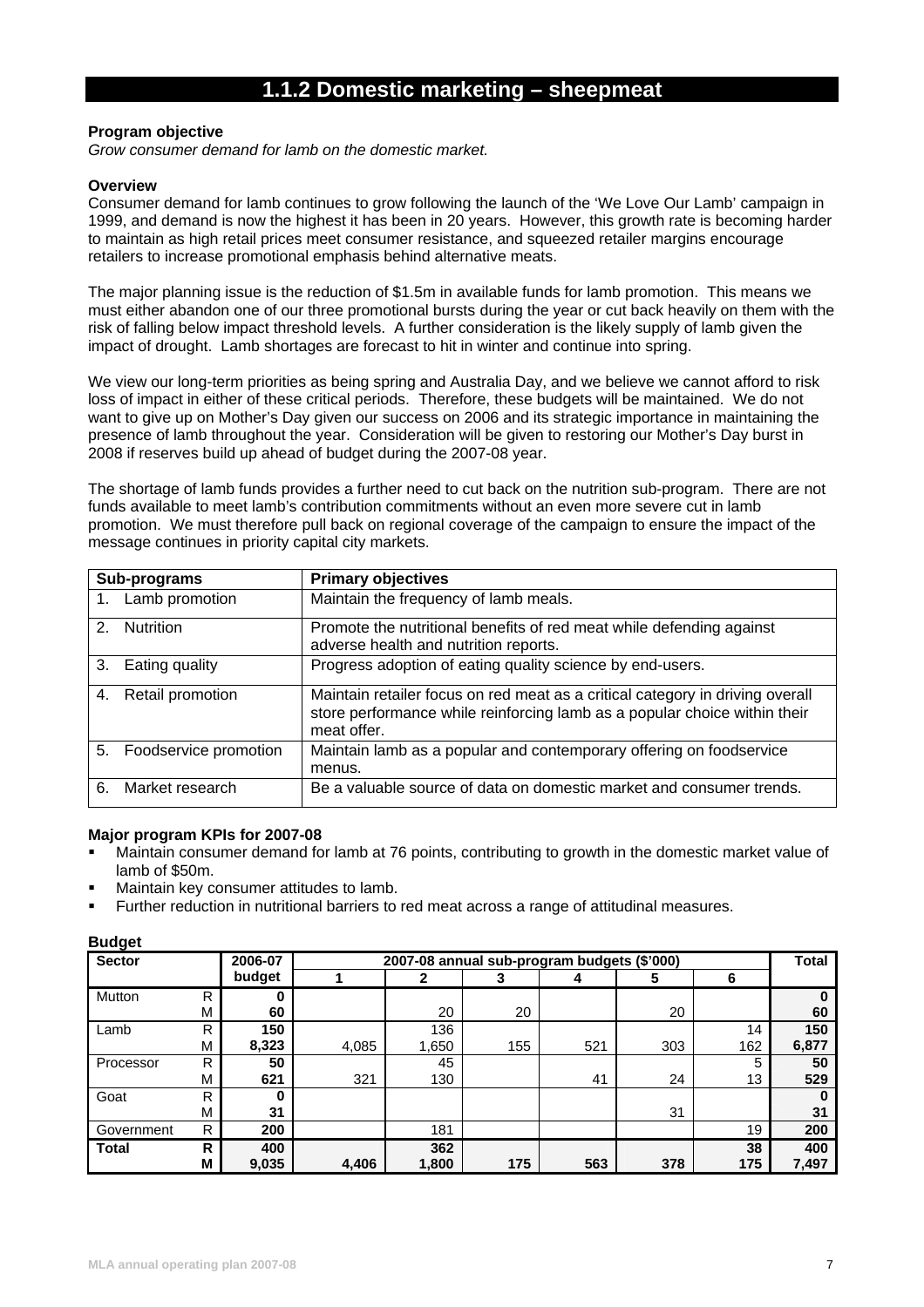## 1.1.2 Domestic marketing – sheepmeat

**Program objective**

*Grow consumer demand for lamb on the domestic market.*

**Overview**

Consumer demand for lamb continues to grow following the launch of the 'We Love Our Lamb' campaign in 1999, and demand is now the highest it has been in 20 years. However, this growth rate is becoming harder to maintain as high retail prices meet consumer resistance, and squeezed retailer margins encourage retailers to increase promotional emphasis behind alternative meats.

The major planning issue is the reduction of $1.5m in available funds for lamb promotion. This means we must either abandon one of our three promotional bursts during the year or cut back heavily on them with the risk of falling below impact threshold levels. A further consideration is the likely supply of lamb given the impact of drought. Lamb shortages are forecast to hit in winter and continue into spring.

We view our long-term priorities as being spring and Australia Day, and we believe we cannot afford to risk loss of impact in either of these critical periods. Therefore, these budgets will be maintained. We do not want to give up on Mother's Day given our success on 2006 and its strategic importance in maintaining the presence of lamb throughout the year. Consideration will be given to restoring our Mother's Day burst in 2008 if reserves build up ahead of budget during the 2007-08 year.

The shortage of lamb funds provides a further need to cut back on the nutrition sub-program. There are not funds available to meet lamb's contribution commitments without an even more severe cut in lamb promotion. We must therefore pull back on regional coverage of the campaign to ensure the impact of the message continues in priority capital city markets.

| Sub-programs | Primary objectives |
|---|---|
| 1. Lamb promotion | Maintain the frequency of lamb meals. |
| 2. Nutrition | Promote the nutritional benefits of red meat while defending against adverse health and nutrition reports. |
| 3. Eating quality | Progress adoption of eating quality science by end-users. |
| 4. Retail promotion | Maintain retailer focus on red meat as a critical category in driving overall store performance while reinforcing lamb as a popular choice within their meat offer. |
| 5. Foodservice promotion | Maintain lamb as a popular and contemporary offering on foodservice menus. |
| 6. Market research | Be a valuable source of data on domestic market and consumer trends. |

**Major program KPIs for 2007-08**

- Maintain consumer demand for lamb at 76 points, contributing to growth in the domestic market value of lamb of $50m.
- Maintain key consumer attitudes to lamb.
- Further reduction in nutritional barriers to red meat across a range of attitudinal measures.

**Budget**

| Sector | | 2006-07 budget | 2007-08 annual sub-program budgets ($'000) | | | | | | Total |
|---|---|---|---|---|---|---|---|---|---|
| | | | 1 | 2 | 3 | 4 | 5 | 6 | |
| Mutton | R | **0** | | | | | | | **0** |
| | M | **60** | | 20 | 20 | | 20 | | **60** |
| Lamb | R | **150** | | 136 | | | | 14 | **150** |
| | M | **8,323** | 4,085 | 1,650 | 155 | 521 | 303 | 162 | **6,877** |
| Processor | R | **50** | | 45 | | | | 5 | **50** |
| | M | **621** | 321 | 130 | | 41 | 24 | 13 | **529** |
| Goat | R | **0** | | | | | | | **0** |
| | M | **31** | | | | | 31 | | **31** |
| Government | R | **200** | | 181 | | | | 19 | **200** |
| **Total** | **R** | **400** | | **362** | | | | **38** | **400** |
| | **M** | **9,035** | **4,406** | **1,800** | **175** | **563** | **378** | **175** | **7,497** |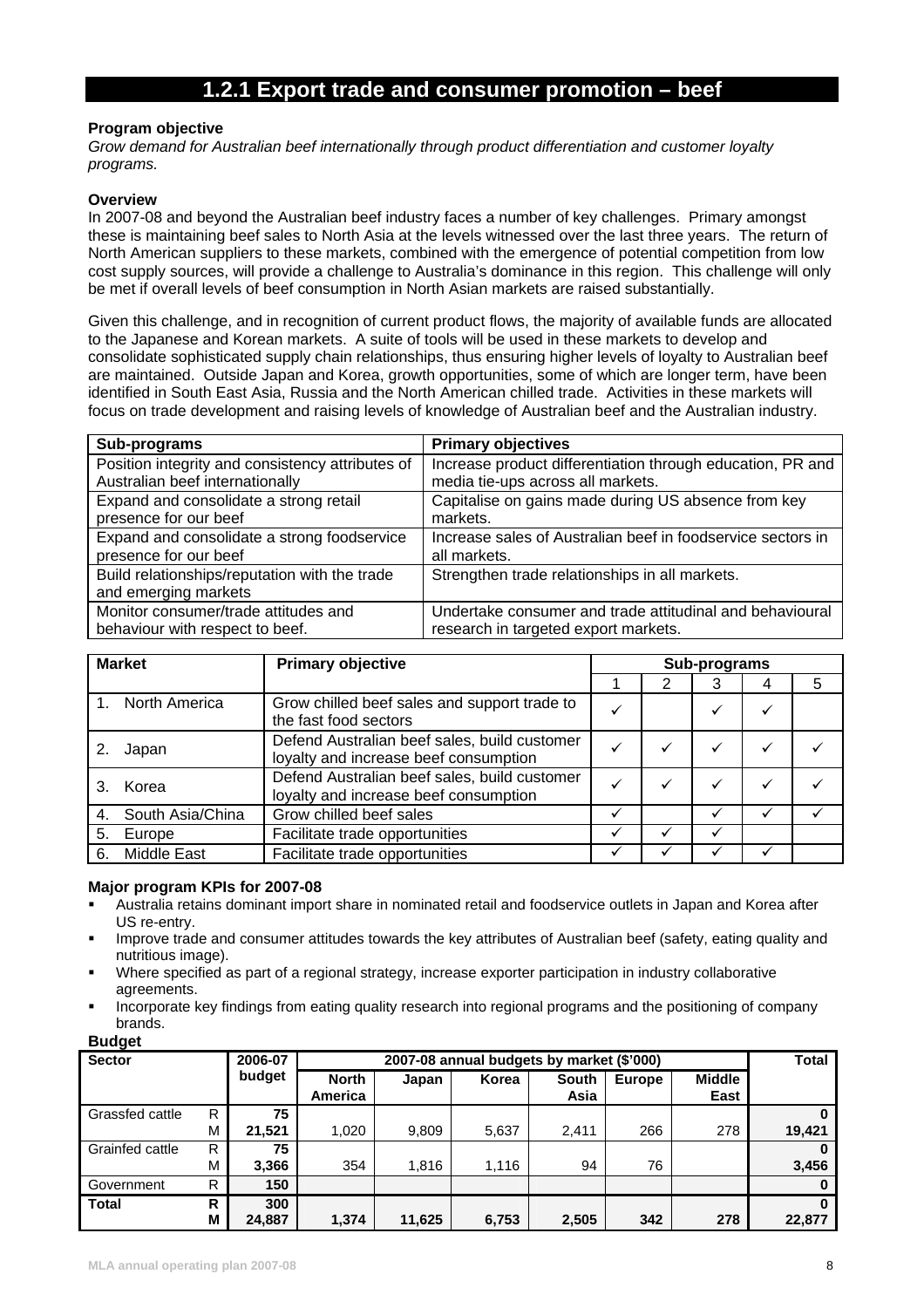## 1.2.1 Export trade and consumer promotion – beef

**Program objective**

*Grow demand for Australian beef internationally through product differentiation and customer loyalty programs.*

**Overview**

In 2007-08 and beyond the Australian beef industry faces a number of key challenges. Primary amongst these is maintaining beef sales to North Asia at the levels witnessed over the last three years. The return of North American suppliers to these markets, combined with the emergence of potential competition from low cost supply sources, will provide a challenge to Australia's dominance in this region. This challenge will only be met if overall levels of beef consumption in North Asian markets are raised substantially.

Given this challenge, and in recognition of current product flows, the majority of available funds are allocated to the Japanese and Korean markets. A suite of tools will be used in these markets to develop and consolidate sophisticated supply chain relationships, thus ensuring higher levels of loyalty to Australian beef are maintained. Outside Japan and Korea, growth opportunities, some of which are longer term, have been identified in South East Asia, Russia and the North American chilled trade. Activities in these markets will focus on trade development and raising levels of knowledge of Australian beef and the Australian industry.

| Sub-programs | Primary objectives |
|---|---|
| Position integrity and consistency attributes of Australian beef internationally | Increase product differentiation through education, PR and media tie-ups across all markets. |
| Expand and consolidate a strong retail presence for our beef | Capitalise on gains made during US absence from key markets. |
| Expand and consolidate a strong foodservice presence for our beef | Increase sales of Australian beef in foodservice sectors in all markets. |
| Build relationships/reputation with the trade and emerging markets | Strengthen trade relationships in all markets. |
| Monitor consumer/trade attitudes and behaviour with respect to beef. | Undertake consumer and trade attitudinal and behavioural research in targeted export markets. |

| Market | Primary objective | Sub-programs | | | | |
|---|---|---|---|---|---|---|
| | | 1 | 2 | 3 | 4 | 5 |
| 1. North America | Grow chilled beef sales and support trade to the fast food sectors | ✓ | | ✓ | ✓ | |
| 2. Japan | Defend Australian beef sales, build customer loyalty and increase beef consumption | ✓ | ✓ | ✓ | ✓ | ✓ |
| 3. Korea | Defend Australian beef sales, build customer loyalty and increase beef consumption | ✓ | ✓ | ✓ | ✓ | ✓ |
| 4. South Asia/China | Grow chilled beef sales | ✓ | | ✓ | ✓ | ✓ |
| 5. Europe | Facilitate trade opportunities | ✓ | ✓ | ✓ | | |
| 6. Middle East | Facilitate trade opportunities | ✓ | ✓ | ✓ | ✓ | |

**Major program KPIs for 2007-08**

- Australia retains dominant import share in nominated retail and foodservice outlets in Japan and Korea after US re-entry.
- Improve trade and consumer attitudes towards the key attributes of Australian beef (safety, eating quality and nutritious image).
- Where specified as part of a regional strategy, increase exporter participation in industry collaborative agreements.
- Incorporate key findings from eating quality research into regional programs and the positioning of company brands.

**Budget**

| Sector | | 2006-07 budget | 2007-08 annual budgets by market ($'000) | | | | | | Total |
|---|---|---|---|---|---|---|---|---|---|
| | | | North America | Japan | Korea | South Asia | Europe | Middle East | |
| Grassfed cattle | R | 75 | | | | | | | 0 |
| | M | 21,521 | 1,020 | 9,809 | 5,637 | 2,411 | 266 | 278 | 19,421 |
| Grainfed cattle | R | 75 | | | | | | | 0 |
| | M | 3,366 | 354 | 1,816 | 1,116 | 94 | 76 | | 3,456 |
| Government | R | 150 | | | | | | | 0 |
| **Total** | **R** | **300** | | | | | | | **0** |
| | **M** | **24,887** | **1,374** | **11,625** | **6,753** | **2,505** | **342** | **278** | **22,877** |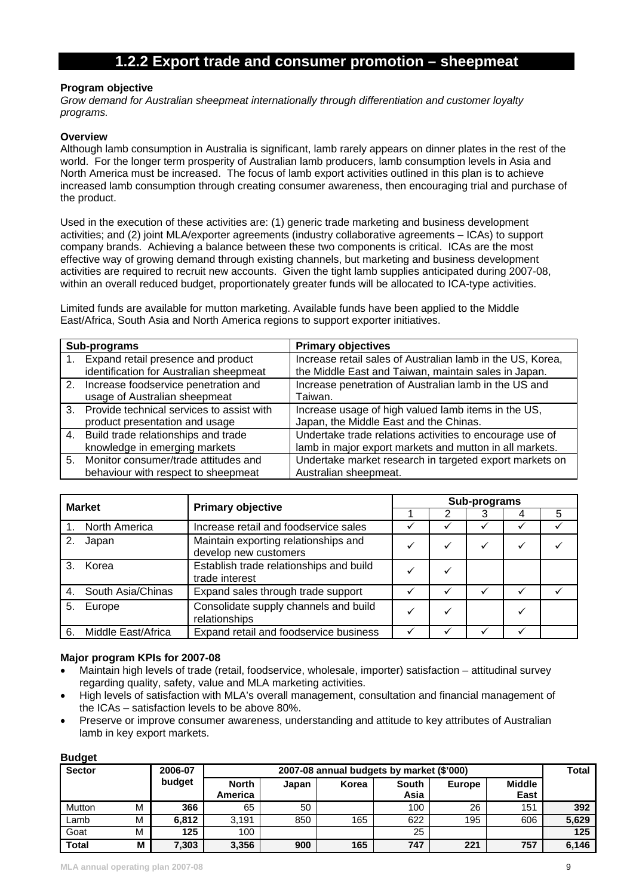## 1.2.2 Export trade and consumer promotion – sheepmeat

**Program objective**

*Grow demand for Australian sheepmeat internationally through differentiation and customer loyalty programs.*

**Overview**

Although lamb consumption in Australia is significant, lamb rarely appears on dinner plates in the rest of the world. For the longer term prosperity of Australian lamb producers, lamb consumption levels in Asia and North America must be increased. The focus of lamb export activities outlined in this plan is to achieve increased lamb consumption through creating consumer awareness, then encouraging trial and purchase of the product.

Used in the execution of these activities are: (1) generic trade marketing and business development activities; and (2) joint MLA/exporter agreements (industry collaborative agreements – ICAs) to support company brands. Achieving a balance between these two components is critical. ICAs are the most effective way of growing demand through existing channels, but marketing and business development activities are required to recruit new accounts. Given the tight lamb supplies anticipated during 2007-08, within an overall reduced budget, proportionately greater funds will be allocated to ICA-type activities.

Limited funds are available for mutton marketing. Available funds have been applied to the Middle East/Africa, South Asia and North America regions to support exporter initiatives.

| Sub-programs | Primary objectives |
|---|---|
| 1. Expand retail presence and product identification for Australian sheepmeat | Increase retail sales of Australian lamb in the US, Korea, the Middle East and Taiwan, maintain sales in Japan. |
| 2. Increase foodservice penetration and usage of Australian sheepmeat | Increase penetration of Australian lamb in the US and Taiwan. |
| 3. Provide technical services to assist with product presentation and usage | Increase usage of high valued lamb items in the US, Japan, the Middle East and the Chinas. |
| 4. Build trade relationships and trade knowledge in emerging markets | Undertake trade relations activities to encourage use of lamb in major export markets and mutton in all markets. |
| 5. Monitor consumer/trade attitudes and behaviour with respect to sheepmeat | Undertake market research in targeted export markets on Australian sheepmeat. |

| Market | Primary objective | Sub-programs | | | | |
|---|---|---|---|---|---|---|
| | | 1 | 2 | 3 | 4 | 5 |
| 1. North America | Increase retail and foodservice sales | ✓ | ✓ | ✓ | ✓ | ✓ |
| 2. Japan | Maintain exporting relationships and develop new customers | ✓ | ✓ | ✓ | ✓ | ✓ |
| 3. Korea | Establish trade relationships and build trade interest | ✓ | ✓ | | | |
| 4. South Asia/Chinas | Expand sales through trade support | ✓ | ✓ | ✓ | ✓ | ✓ |
| 5. Europe | Consolidate supply channels and build relationships | ✓ | ✓ | | ✓ | |
| 6. Middle East/Africa | Expand retail and foodservice business | ✓ | ✓ | ✓ | ✓ | |

**Major program KPIs for 2007-08**

- Maintain high levels of trade (retail, foodservice, wholesale, importer) satisfaction – attitudinal survey regarding quality, safety, value and MLA marketing activities.
- High levels of satisfaction with MLA's overall management, consultation and financial management of the ICAs – satisfaction levels to be above 80%.
- Preserve or improve consumer awareness, understanding and attitude to key attributes of Australian lamb in key export markets.

**Budget**

| Sector | | 2006-07 budget | 2007-08 annual budgets by market ($'000) | | | | | | Total |
|---|---|---|---|---|---|---|---|---|---|
| | | | North America | Japan | Korea | South Asia | Europe | Middle East | |
| Mutton | M | **366** | 65 | 50 | | 100 | 26 | 151 | **392** |
| Lamb | M | **6,812** | 3,191 | 850 | 165 | 622 | 195 | 606 | **5,629** |
| Goat | M | **125** | 100 | | | 25 | | | **125** |
| **Total** | **M** | **7,303** | **3,356** | **900** | **165** | **747** | **221** | **757** | **6,146** |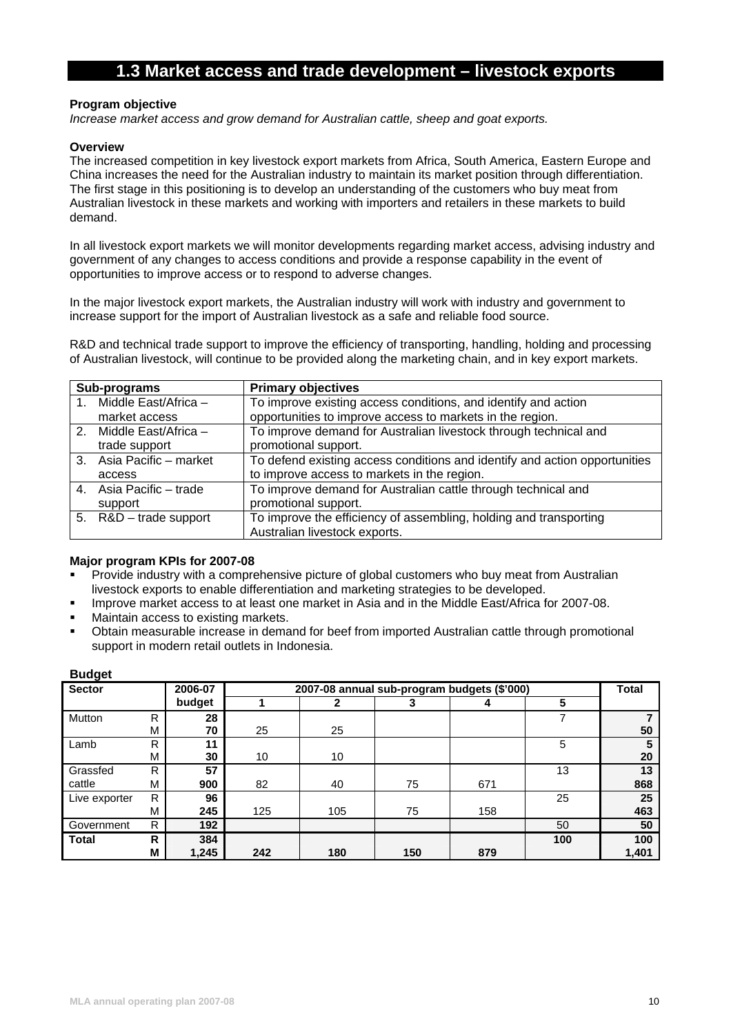## 1.3 Market access and trade development – livestock exports

**Program objective**

*Increase market access and grow demand for Australian cattle, sheep and goat exports.*

**Overview**

The increased competition in key livestock export markets from Africa, South America, Eastern Europe and China increases the need for the Australian industry to maintain its market position through differentiation. The first stage in this positioning is to develop an understanding of the customers who buy meat from Australian livestock in these markets and working with importers and retailers in these markets to build demand.

In all livestock export markets we will monitor developments regarding market access, advising industry and government of any changes to access conditions and provide a response capability in the event of opportunities to improve access or to respond to adverse changes.

In the major livestock export markets, the Australian industry will work with industry and government to increase support for the import of Australian livestock as a safe and reliable food source.

R&D and technical trade support to improve the efficiency of transporting, handling, holding and processing of Australian livestock, will continue to be provided along the marketing chain, and in key export markets.

| Sub-programs | Primary objectives |
|---|---|
| 1. Middle East/Africa – market access | To improve existing access conditions, and identify and action opportunities to improve access to markets in the region. |
| 2. Middle East/Africa – trade support | To improve demand for Australian livestock through technical and promotional support. |
| 3. Asia Pacific – market access | To defend existing access conditions and identify and action opportunities to improve access to markets in the region. |
| 4. Asia Pacific – trade support | To improve demand for Australian cattle through technical and promotional support. |
| 5. R&D – trade support | To improve the efficiency of assembling, holding and transporting Australian livestock exports. |

**Major program KPIs for 2007-08**

- Provide industry with a comprehensive picture of global customers who buy meat from Australian livestock exports to enable differentiation and marketing strategies to be developed.
- Improve market access to at least one market in Asia and in the Middle East/Africa for 2007-08.
- Maintain access to existing markets.
- Obtain measurable increase in demand for beef from imported Australian cattle through promotional support in modern retail outlets in Indonesia.

**Budget**

| Sector | | 2006-07 budget | 2007-08 annual sub-program budgets ($'000) | | | | | Total |
|---|---|---|---|---|---|---|---|---|
| | | | 1 | 2 | 3 | 4 | 5 | |
| Mutton | R | **28** | | | | | 7 | **7** |
| | M | **70** | 25 | 25 | | | | **50** |
| Lamb | R | **11** | | | | | 5 | **5** |
| | M | **30** | 10 | 10 | | | | **20** |
| Grassfed cattle | R | **57** | | | | | 13 | **13** |
| | M | **900** | 82 | 40 | 75 | 671 | | **868** |
| Live exporter | R | **96** | | | | | 25 | **25** |
| | M | **245** | 125 | 105 | 75 | 158 | | **463** |
| Government | R | **192** | | | | | 50 | **50** |
| **Total** | **R** | **384** | | | | | **100** | **100** |
| | **M** | **1,245** | **242** | **180** | **150** | **879** | | **1,401** |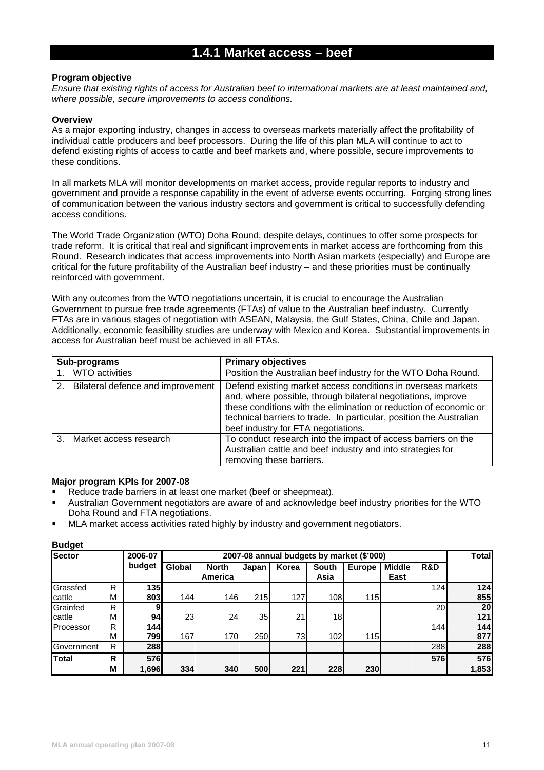## 1.4.1 Market access – beef

**Program objective**

*Ensure that existing rights of access for Australian beef to international markets are at least maintained and, where possible, secure improvements to access conditions.*

**Overview**

As a major exporting industry, changes in access to overseas markets materially affect the profitability of individual cattle producers and beef processors. During the life of this plan MLA will continue to act to defend existing rights of access to cattle and beef markets and, where possible, secure improvements to these conditions.

In all markets MLA will monitor developments on market access, provide regular reports to industry and government and provide a response capability in the event of adverse events occurring. Forging strong lines of communication between the various industry sectors and government is critical to successfully defending access conditions.

The World Trade Organization (WTO) Doha Round, despite delays, continues to offer some prospects for trade reform. It is critical that real and significant improvements in market access are forthcoming from this Round. Research indicates that access improvements into North Asian markets (especially) and Europe are critical for the future profitability of the Australian beef industry – and these priorities must be continually reinforced with government.

With any outcomes from the WTO negotiations uncertain, it is crucial to encourage the Australian Government to pursue free trade agreements (FTAs) of value to the Australian beef industry. Currently FTAs are in various stages of negotiation with ASEAN, Malaysia, the Gulf States, China, Chile and Japan. Additionally, economic feasibility studies are underway with Mexico and Korea. Substantial improvements in access for Australian beef must be achieved in all FTAs.

| Sub-programs | Primary objectives |
|---|---|
| 1. WTO activities | Position the Australian beef industry for the WTO Doha Round. |
| 2. Bilateral defence and improvement | Defend existing market access conditions in overseas markets and, where possible, through bilateral negotiations, improve these conditions with the elimination or reduction of economic or technical barriers to trade. In particular, position the Australian beef industry for FTA negotiations. |
| 3. Market access research | To conduct research into the impact of access barriers on the Australian cattle and beef industry and into strategies for removing these barriers. |

**Major program KPIs for 2007-08**

- Reduce trade barriers in at least one market (beef or sheepmeat).
- Australian Government negotiators are aware of and acknowledge beef industry priorities for the WTO Doha Round and FTA negotiations.
- MLA market access activities rated highly by industry and government negotiators.

**Budget**

| Sector | | 2006-07 budget | 2007-08 annual budgets by market ($'000) | | | | | | | | Total |
|---|---|---|---|---|---|---|---|---|---|---|---|
| | | | Global | North America | Japan | Korea | South Asia | Europe | Middle East | R&D | |
| Grassfed cattle | R | 135 | | | | | | | | 124 | 124 |
| | M | 803 | 144 | 146 | 215 | 127 | 108 | 115 | | | 855 |
| Grainfed cattle | R | 9 | | | | | | | | 20 | 20 |
| | M | 94 | 23 | 24 | 35 | 21 | 18 | | | | 121 |
| Processor | R | 144 | | | | | | | | 144 | 144 |
| | M | 799 | 167 | 170 | 250 | 73 | 102 | 115 | | | 877 |
| Government | R | 288 | | | | | | | | 288 | 288 |
| **Total** | **R** | **576** | | | | | | | | **576** | **576** |
| | **M** | **1,696** | **334** | **340** | **500** | **221** | **228** | **230** | | | **1,853** |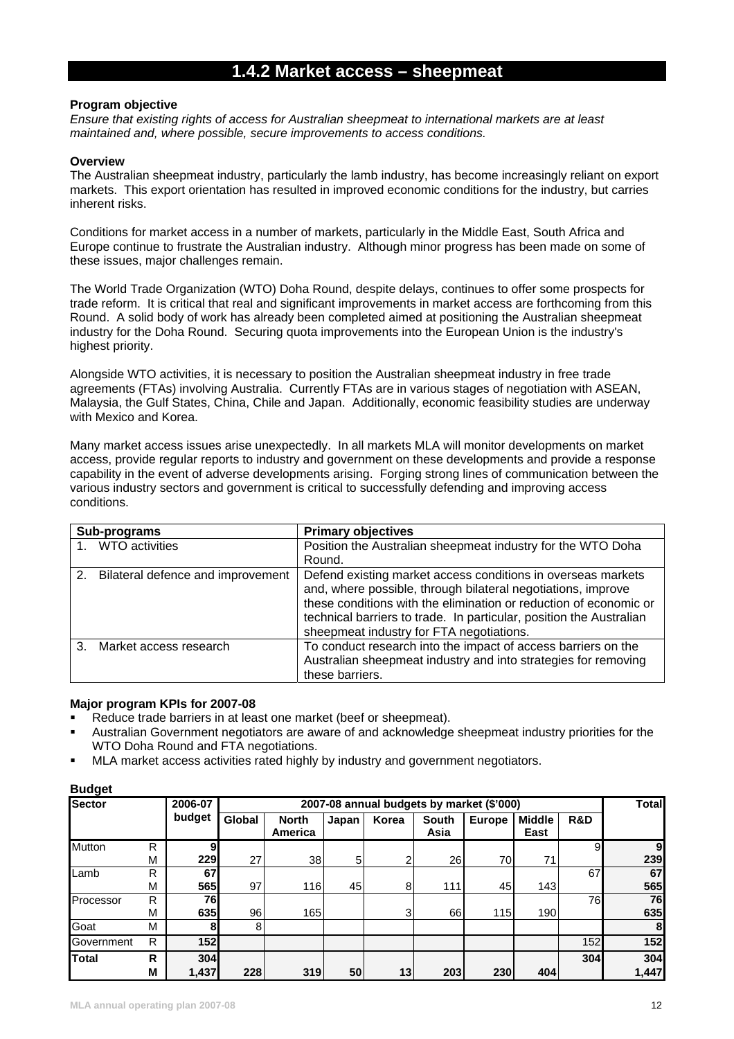## 1.4.2 Market access – sheepmeat

**Program objective**

*Ensure that existing rights of access for Australian sheepmeat to international markets are at least maintained and, where possible, secure improvements to access conditions.*

**Overview**

The Australian sheepmeat industry, particularly the lamb industry, has become increasingly reliant on export markets. This export orientation has resulted in improved economic conditions for the industry, but carries inherent risks.

Conditions for market access in a number of markets, particularly in the Middle East, South Africa and Europe continue to frustrate the Australian industry. Although minor progress has been made on some of these issues, major challenges remain.

The World Trade Organization (WTO) Doha Round, despite delays, continues to offer some prospects for trade reform. It is critical that real and significant improvements in market access are forthcoming from this Round. A solid body of work has already been completed aimed at positioning the Australian sheepmeat industry for the Doha Round. Securing quota improvements into the European Union is the industry's highest priority.

Alongside WTO activities, it is necessary to position the Australian sheepmeat industry in free trade agreements (FTAs) involving Australia. Currently FTAs are in various stages of negotiation with ASEAN, Malaysia, the Gulf States, China, Chile and Japan. Additionally, economic feasibility studies are underway with Mexico and Korea.

Many market access issues arise unexpectedly. In all markets MLA will monitor developments on market access, provide regular reports to industry and government on these developments and provide a response capability in the event of adverse developments arising. Forging strong lines of communication between the various industry sectors and government is critical to successfully defending and improving access conditions.

| Sub-programs | Primary objectives |
|---|---|
| 1. WTO activities | Position the Australian sheepmeat industry for the WTO Doha Round. |
| 2. Bilateral defence and improvement | Defend existing market access conditions in overseas markets and, where possible, through bilateral negotiations, improve these conditions with the elimination or reduction of economic or technical barriers to trade. In particular, position the Australian sheepmeat industry for FTA negotiations. |
| 3. Market access research | To conduct research into the impact of access barriers on the Australian sheepmeat industry and into strategies for removing these barriers. |

**Major program KPIs for 2007-08**

- Reduce trade barriers in at least one market (beef or sheepmeat).
- Australian Government negotiators are aware of and acknowledge sheepmeat industry priorities for the WTO Doha Round and FTA negotiations.
- MLA market access activities rated highly by industry and government negotiators.

**Budget**

| Sector | | 2006-07 budget | 2007-08 annual budgets by market ($'000) | | | | | | | | Total |
|---|---|---|---|---|---|---|---|---|---|---|---|
| | | | Global | North America | Japan | Korea | South Asia | Europe | Middle East | R&D | |
| Mutton | R | 9 | | | | | | | | 9 | 9 |
| | M | 229 | 27 | 38 | 5 | 2 | 26 | 70 | 71 | | 239 |
| Lamb | R | 67 | | | | | | | | 67 | 67 |
| | M | 565 | 97 | 116 | 45 | 8 | 111 | 45 | 143 | | 565 |
| Processor | R | 76 | | | | | | | | 76 | 76 |
| | M | 635 | 96 | 165 | | 3 | 66 | 115 | 190 | | 635 |
| Goat | M | 8 | 8 | | | | | | | | 8 |
| Government | R | 152 | | | | | | | | 152 | 152 |
| **Total** | **R** | **304** | | | | | | | | **304** | **304** |
| | **M** | **1,437** | **228** | **319** | **50** | **13** | **203** | **230** | **404** | | **1,447** |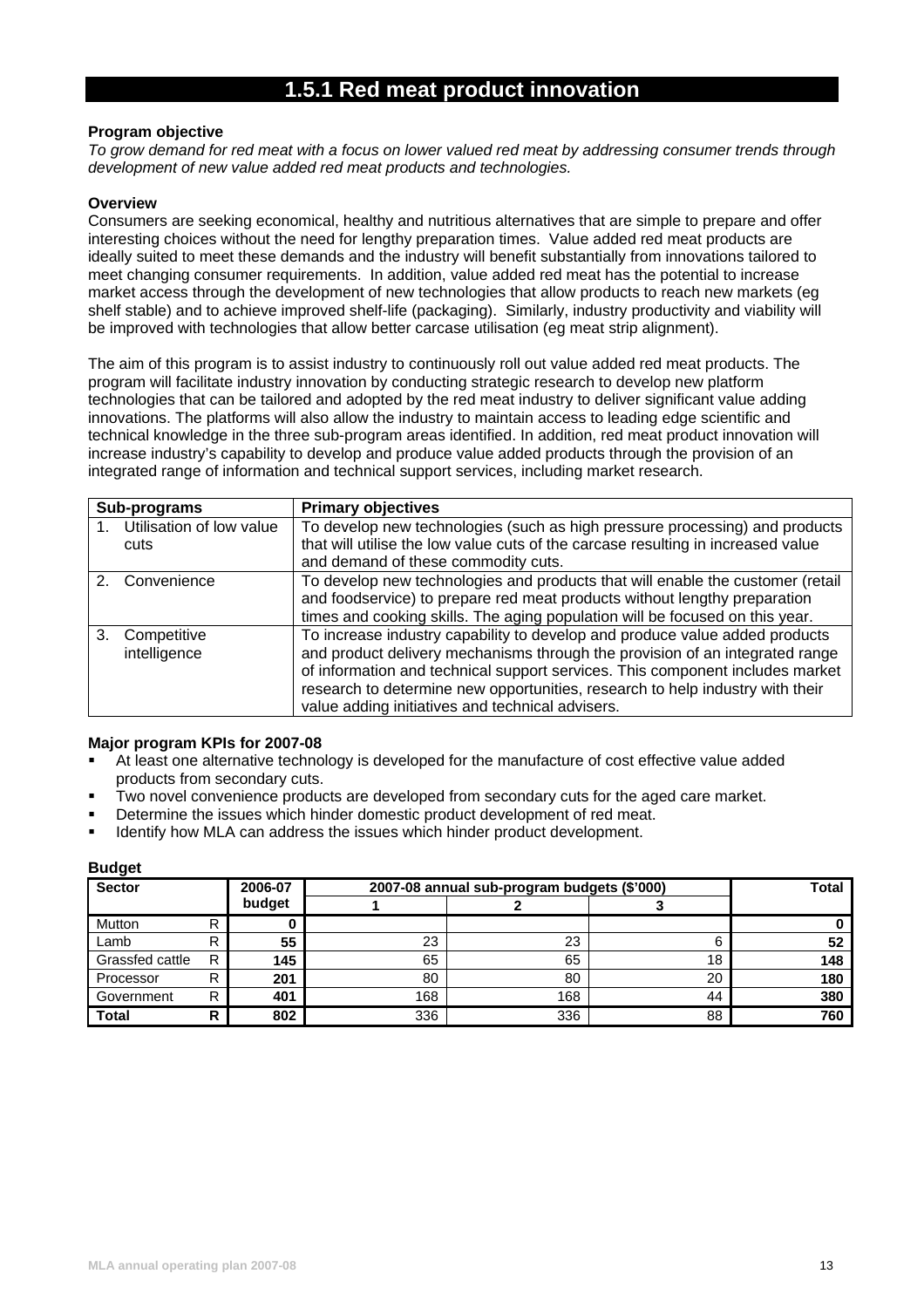# 1.5.1 Red meat product innovation

**Program objective**

*To grow demand for red meat with a focus on lower valued red meat by addressing consumer trends through development of new value added red meat products and technologies.*

**Overview**

Consumers are seeking economical, healthy and nutritious alternatives that are simple to prepare and offer interesting choices without the need for lengthy preparation times. Value added red meat products are ideally suited to meet these demands and the industry will benefit substantially from innovations tailored to meet changing consumer requirements. In addition, value added red meat has the potential to increase market access through the development of new technologies that allow products to reach new markets (eg shelf stable) and to achieve improved shelf-life (packaging). Similarly, industry productivity and viability will be improved with technologies that allow better carcase utilisation (eg meat strip alignment).

The aim of this program is to assist industry to continuously roll out value added red meat products. The program will facilitate industry innovation by conducting strategic research to develop new platform technologies that can be tailored and adopted by the red meat industry to deliver significant value adding innovations. The platforms will also allow the industry to maintain access to leading edge scientific and technical knowledge in the three sub-program areas identified. In addition, red meat product innovation will increase industry's capability to develop and produce value added products through the provision of an integrated range of information and technical support services, including market research.

| Sub-programs | Primary objectives |
|---|---|
| 1. Utilisation of low value cuts | To develop new technologies (such as high pressure processing) and products that will utilise the low value cuts of the carcase resulting in increased value and demand of these commodity cuts. |
| 2. Convenience | To develop new technologies and products that will enable the customer (retail and foodservice) to prepare red meat products without lengthy preparation times and cooking skills. The aging population will be focused on this year. |
| 3. Competitive intelligence | To increase industry capability to develop and produce value added products and product delivery mechanisms through the provision of an integrated range of information and technical support services. This component includes market research to determine new opportunities, research to help industry with their value adding initiatives and technical advisers. |

**Major program KPIs for 2007-08**

- At least one alternative technology is developed for the manufacture of cost effective value added products from secondary cuts.
- Two novel convenience products are developed from secondary cuts for the aged care market.
- Determine the issues which hinder domestic product development of red meat.
- Identify how MLA can address the issues which hinder product development.

**Budget**

| Sector | | 2006-07 budget | 2007-08 annual sub-program budgets ($'000) | | | Total |
|---|---|---|---|---|---|---|
| | | | 1 | 2 | 3 | |
| Mutton | R | 0 | | | | 0 |
| Lamb | R | 55 | 23 | 23 | 6 | 52 |
| Grassfed cattle | R | 145 | 65 | 65 | 18 | 148 |
| Processor | R | 201 | 80 | 80 | 20 | 180 |
| Government | R | 401 | 168 | 168 | 44 | 380 |
| **Total** | **R** | **802** | 336 | 336 | 88 | **760** |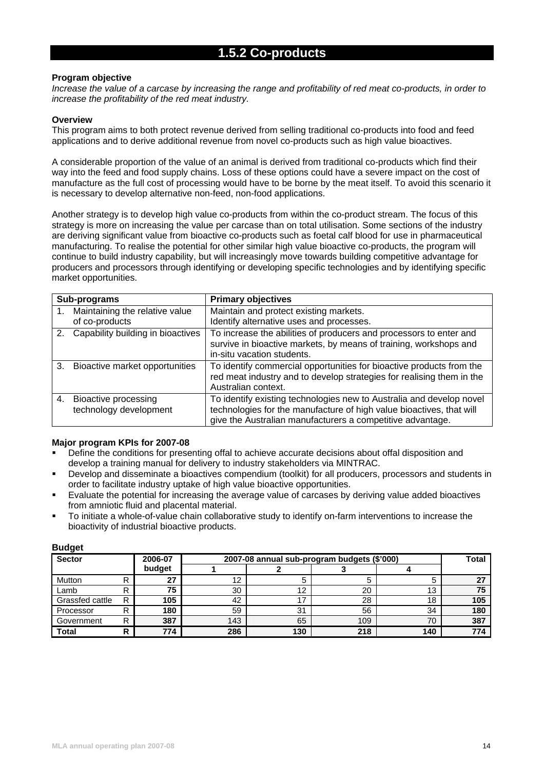# 1.5.2 Co-products

**Program objective**

*Increase the value of a carcase by increasing the range and profitability of red meat co-products, in order to increase the profitability of the red meat industry.*

**Overview**

This program aims to both protect revenue derived from selling traditional co-products into food and feed applications and to derive additional revenue from novel co-products such as high value bioactives.

A considerable proportion of the value of an animal is derived from traditional co-products which find their way into the feed and food supply chains. Loss of these options could have a severe impact on the cost of manufacture as the full cost of processing would have to be borne by the meat itself. To avoid this scenario it is necessary to develop alternative non-feed, non-food applications.

Another strategy is to develop high value co-products from within the co-product stream. The focus of this strategy is more on increasing the value per carcase than on total utilisation. Some sections of the industry are deriving significant value from bioactive co-products such as foetal calf blood for use in pharmaceutical manufacturing. To realise the potential for other similar high value bioactive co-products, the program will continue to build industry capability, but will increasingly move towards building competitive advantage for producers and processors through identifying or developing specific technologies and by identifying specific market opportunities.

| Sub-programs | Primary objectives |
|---|---|
| 1. Maintaining the relative value of co-products | Maintain and protect existing markets.<br>Identify alternative uses and processes. |
| 2. Capability building in bioactives | To increase the abilities of producers and processors to enter and survive in bioactive markets, by means of training, workshops and in-situ vacation students. |
| 3. Bioactive market opportunities | To identify commercial opportunities for bioactive products from the red meat industry and to develop strategies for realising them in the Australian context. |
| 4. Bioactive processing technology development | To identify existing technologies new to Australia and develop novel technologies for the manufacture of high value bioactives, that will give the Australian manufacturers a competitive advantage. |

**Major program KPIs for 2007-08**

- Define the conditions for presenting offal to achieve accurate decisions about offal disposition and develop a training manual for delivery to industry stakeholders via MINTRAC.
- Develop and disseminate a bioactives compendium (toolkit) for all producers, processors and students in order to facilitate industry uptake of high value bioactive opportunities.
- Evaluate the potential for increasing the average value of carcases by deriving value added bioactives from amniotic fluid and placental material.
- To initiate a whole-of-value chain collaborative study to identify on-farm interventions to increase the bioactivity of industrial bioactive products.

**Budget**

| Sector | | 2006-07 budget | 2007-08 annual sub-program budgets ($'000) | | | | Total |
|---|---|---|---|---|---|---|---|
| | | | 1 | 2 | 3 | 4 | |
| Mutton | R | **27** | 12 | 5 | 5 | 5 | **27** |
| Lamb | R | **75** | 30 | 12 | 20 | 13 | **75** |
| Grassfed cattle | R | **105** | 42 | 17 | 28 | 18 | **105** |
| Processor | R | **180** | 59 | 31 | 56 | 34 | **180** |
| Government | R | **387** | 143 | 65 | 109 | 70 | **387** |
| **Total** | **R** | **774** | **286** | **130** | **218** | **140** | **774** |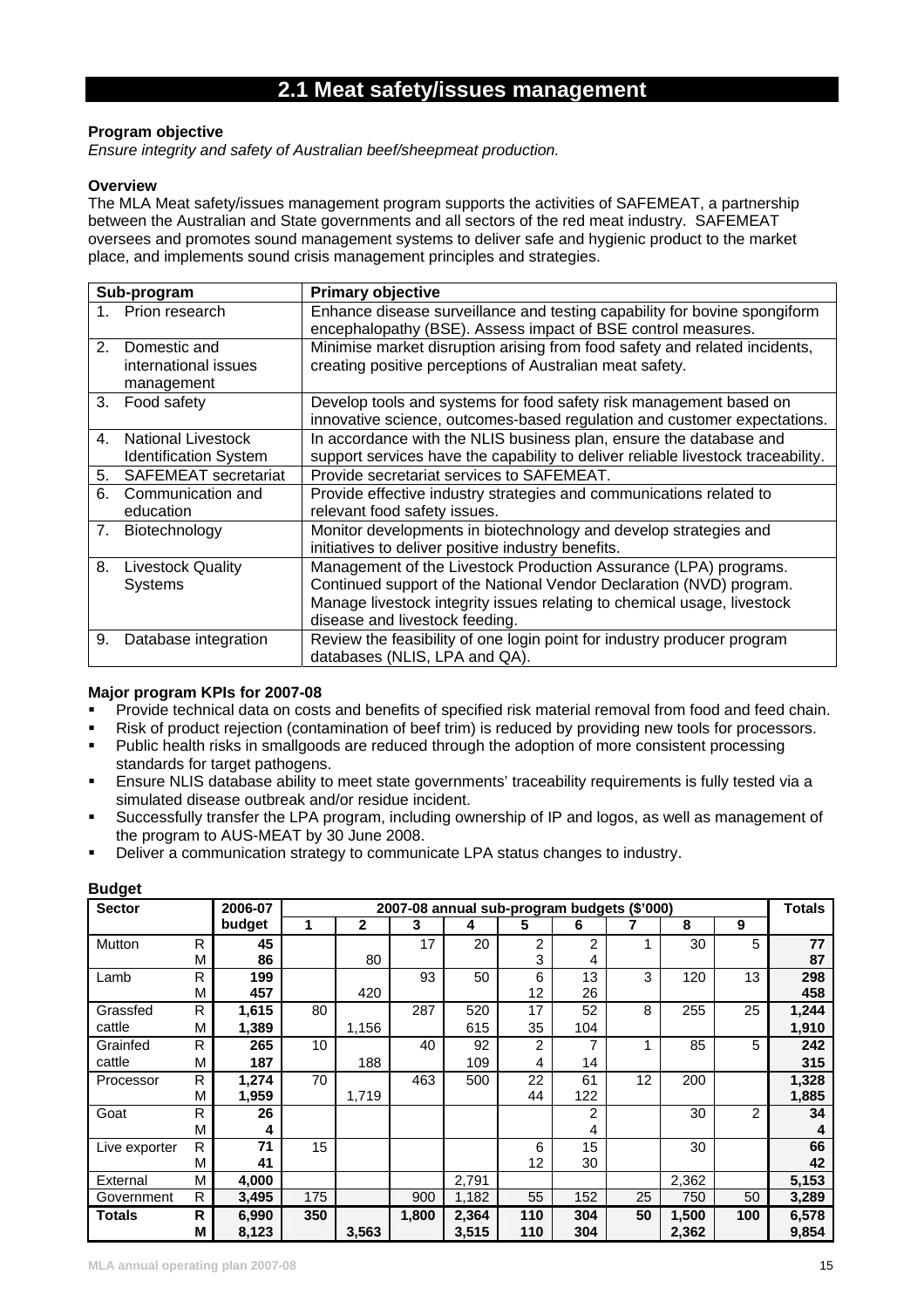## 2.1 Meat safety/issues management

**Program objective**

*Ensure integrity and safety of Australian beef/sheepmeat production.*

**Overview**

The MLA Meat safety/issues management program supports the activities of SAFEMEAT, a partnership between the Australian and State governments and all sectors of the red meat industry. SAFEMEAT oversees and promotes sound management systems to deliver safe and hygienic product to the market place, and implements sound crisis management principles and strategies.

| Sub-program | Primary objective |
|---|---|
| 1. Prion research | Enhance disease surveillance and testing capability for bovine spongiform encephalopathy (BSE). Assess impact of BSE control measures. |
| 2. Domestic and international issues management | Minimise market disruption arising from food safety and related incidents, creating positive perceptions of Australian meat safety. |
| 3. Food safety | Develop tools and systems for food safety risk management based on innovative science, outcomes-based regulation and customer expectations. |
| 4. National Livestock Identification System | In accordance with the NLIS business plan, ensure the database and support services have the capability to deliver reliable livestock traceability. |
| 5. SAFEMEAT secretariat | Provide secretariat services to SAFEMEAT. |
| 6. Communication and education | Provide effective industry strategies and communications related to relevant food safety issues. |
| 7. Biotechnology | Monitor developments in biotechnology and develop strategies and initiatives to deliver positive industry benefits. |
| 8. Livestock Quality Systems | Management of the Livestock Production Assurance (LPA) programs. Continued support of the National Vendor Declaration (NVD) program. Manage livestock integrity issues relating to chemical usage, livestock disease and livestock feeding. |
| 9. Database integration | Review the feasibility of one login point for industry producer program databases (NLIS, LPA and QA). |

**Major program KPIs for 2007-08**

- Provide technical data on costs and benefits of specified risk material removal from food and feed chain.
- Risk of product rejection (contamination of beef trim) is reduced by providing new tools for processors.
- Public health risks in smallgoods are reduced through the adoption of more consistent processing standards for target pathogens.
- Ensure NLIS database ability to meet state governments' traceability requirements is fully tested via a simulated disease outbreak and/or residue incident.
- Successfully transfer the LPA program, including ownership of IP and logos, as well as management of the program to AUS-MEAT by 30 June 2008.
- Deliver a communication strategy to communicate LPA status changes to industry.

**Budget**

| Sector | | 2006-07 budget | 2007-08 annual sub-program budgets ($'000) | | | | | | | | | Totals |
|---|---|---|---|---|---|---|---|---|---|---|---|---|
| | | | 1 | 2 | 3 | 4 | 5 | 6 | 7 | 8 | 9 | |
| Mutton | R | **45** | | | 17 | 20 | 2 | 2 | 1 | 30 | 5 | **77** |
| | M | **86** | | 80 | | | 3 | 4 | | | | **87** |
| Lamb | R | **199** | | | 93 | 50 | 6 | 13 | 3 | 120 | 13 | **298** |
| | M | **457** | | 420 | | | 12 | 26 | | | | **458** |
| Grassfed cattle | R | **1,615** | 80 | | 287 | 520 | 17 | 52 | 8 | 255 | 25 | **1,244** |
| | M | **1,389** | | 1,156 | | 615 | 35 | 104 | | | | **1,910** |
| Grainfed cattle | R | **265** | 10 | | 40 | 92 | 2 | 7 | 1 | 85 | 5 | **242** |
| | M | **187** | | 188 | | 109 | 4 | 14 | | | | **315** |
| Processor | R | **1,274** | 70 | | 463 | 500 | 22 | 61 | 12 | 200 | | **1,328** |
| | M | **1,959** | | 1,719 | | | 44 | 122 | | | | **1,885** |
| Goat | R | **26** | | | | | | 2 | | 30 | 2 | **34** |
| | M | **4** | | | | | | 4 | | | | **4** |
| Live exporter | R | **71** | 15 | | | | 6 | 15 | | 30 | | **66** |
| | M | **41** | | | | | 12 | 30 | | | | **42** |
| External | M | **4,000** | | | | 2,791 | | | | 2,362 | | **5,153** |
| Government | R | **3,495** | 175 | | 900 | 1,182 | 55 | 152 | 25 | 750 | 50 | **3,289** |
| **Totals** | **R** | **6,990** | **350** | | **1,800** | **2,364** | **110** | **304** | **50** | **1,500** | **100** | **6,578** |
| | **M** | **8,123** | | **3,563** | | **3,515** | **110** | **304** | | **2,362** | | **9,854** |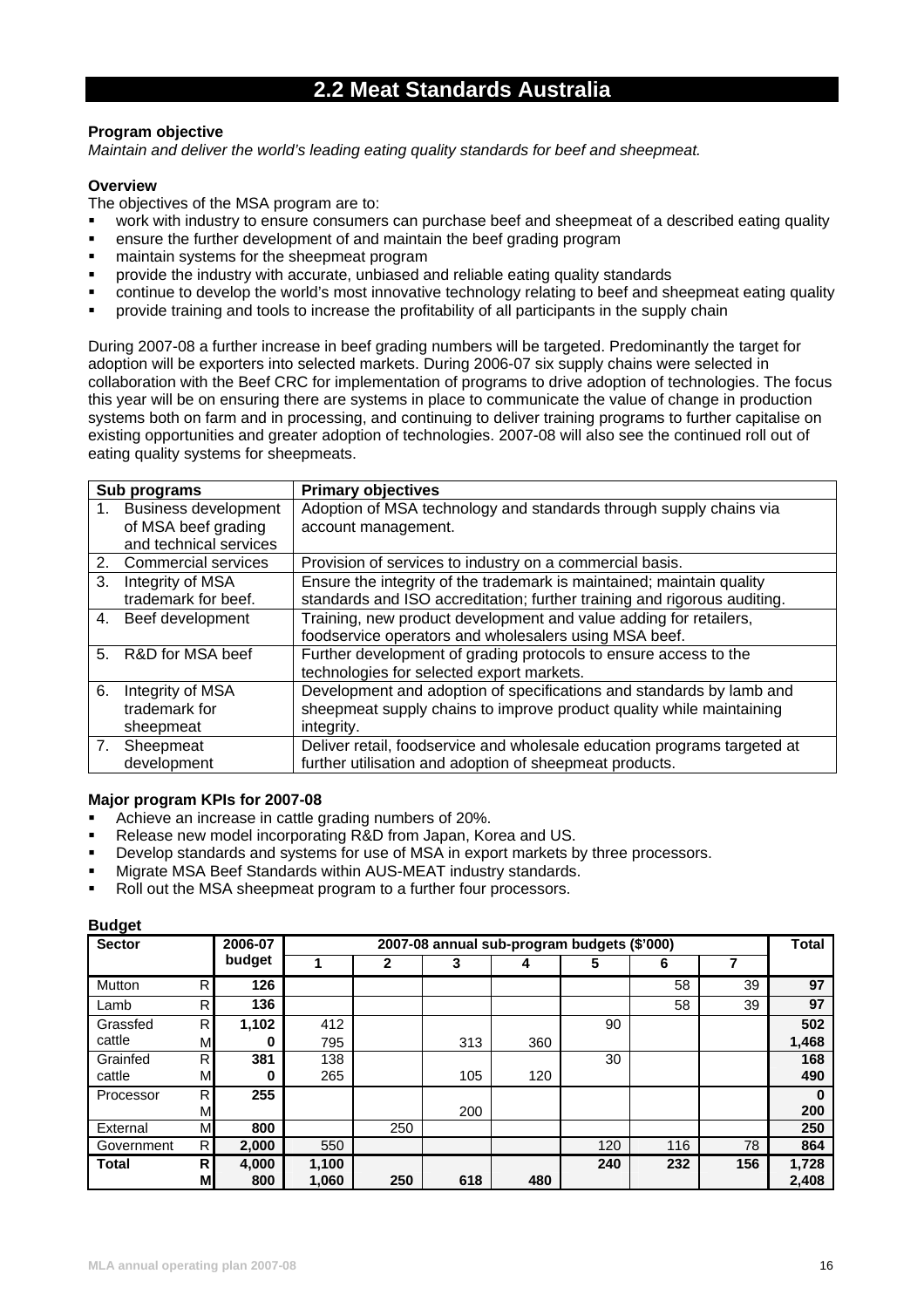## 2.2 Meat Standards Australia

**Program objective**

*Maintain and deliver the world's leading eating quality standards for beef and sheepmeat.*

**Overview**

The objectives of the MSA program are to:

- work with industry to ensure consumers can purchase beef and sheepmeat of a described eating quality
- ensure the further development of and maintain the beef grading program
- maintain systems for the sheepmeat program
- provide the industry with accurate, unbiased and reliable eating quality standards
- continue to develop the world's most innovative technology relating to beef and sheepmeat eating quality
- provide training and tools to increase the profitability of all participants in the supply chain

During 2007-08 a further increase in beef grading numbers will be targeted. Predominantly the target for adoption will be exporters into selected markets. During 2006-07 six supply chains were selected in collaboration with the Beef CRC for implementation of programs to drive adoption of technologies. The focus this year will be on ensuring there are systems in place to communicate the value of change in production systems both on farm and in processing, and continuing to deliver training programs to further capitalise on existing opportunities and greater adoption of technologies. 2007-08 will also see the continued roll out of eating quality systems for sheepmeats.

| Sub programs | Primary objectives |
|---|---|
| 1. Business development of MSA beef grading and technical services | Adoption of MSA technology and standards through supply chains via account management. |
| 2. Commercial services | Provision of services to industry on a commercial basis. |
| 3. Integrity of MSA trademark for beef. | Ensure the integrity of the trademark is maintained; maintain quality standards and ISO accreditation; further training and rigorous auditing. |
| 4. Beef development | Training, new product development and value adding for retailers, foodservice operators and wholesalers using MSA beef. |
| 5. R&D for MSA beef | Further development of grading protocols to ensure access to the technologies for selected export markets. |
| 6. Integrity of MSA trademark for sheepmeat | Development and adoption of specifications and standards by lamb and sheepmeat supply chains to improve product quality while maintaining integrity. |
| 7. Sheepmeat development | Deliver retail, foodservice and wholesale education programs targeted at further utilisation and adoption of sheepmeat products. |

**Major program KPIs for 2007-08**

- Achieve an increase in cattle grading numbers of 20%.
- Release new model incorporating R&D from Japan, Korea and US.
- Develop standards and systems for use of MSA in export markets by three processors.
- Migrate MSA Beef Standards within AUS-MEAT industry standards.
- Roll out the MSA sheepmeat program to a further four processors.

**Budget**

| Sector | | 2006-07 budget | 2007-08 annual sub-program budgets ($'000) | | | | | | | Total |
|---|---|---|---|---|---|---|---|---|---|---|
| | | | 1 | 2 | 3 | 4 | 5 | 6 | 7 | |
| Mutton | R | **126** | | | | | | 58 | 39 | **97** |
| Lamb | R | **136** | | | | | | 58 | 39 | **97** |
| Grassfed cattle | R | **1,102** | 412 | | | | 90 | | | **502** |
| | M | **0** | 795 | | 313 | 360 | | | | **1,468** |
| Grainfed cattle | R | **381** | 138 | | | | 30 | | | **168** |
| | M | **0** | 265 | | 105 | 120 | | | | **490** |
| Processor | R | **255** | | | | | | | | **0** |
| | M | | | | 200 | | | | | **200** |
| External | M | **800** | | 250 | | | | | | **250** |
| Government | R | **2,000** | 550 | | | | 120 | 116 | 78 | **864** |
| **Total** | **R** | **4,000** | **1,100** | | | | **240** | **232** | **156** | **1,728** |
| | **M** | **800** | **1,060** | **250** | **618** | **480** | | | | **2,408** |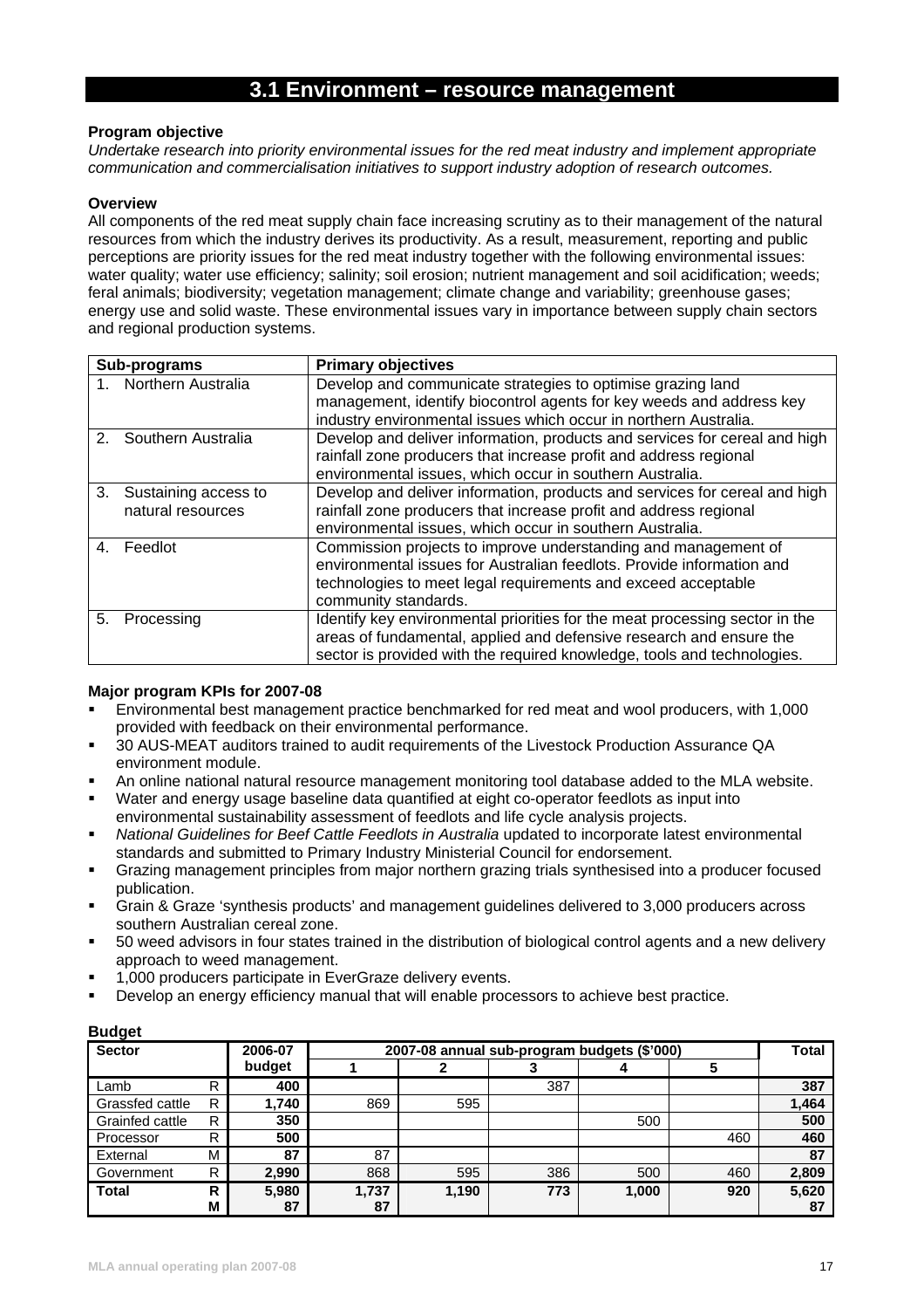# 3.1 Environment – resource management

**Program objective**

*Undertake research into priority environmental issues for the red meat industry and implement appropriate communication and commercialisation initiatives to support industry adoption of research outcomes.*

**Overview**

All components of the red meat supply chain face increasing scrutiny as to their management of the natural resources from which the industry derives its productivity. As a result, measurement, reporting and public perceptions are priority issues for the red meat industry together with the following environmental issues: water quality; water use efficiency; salinity; soil erosion; nutrient management and soil acidification; weeds; feral animals; biodiversity; vegetation management; climate change and variability; greenhouse gases; energy use and solid waste. These environmental issues vary in importance between supply chain sectors and regional production systems.

| Sub-programs | Primary objectives |
|---|---|
| 1. Northern Australia | Develop and communicate strategies to optimise grazing land management, identify biocontrol agents for key weeds and address key industry environmental issues which occur in northern Australia. |
| 2. Southern Australia | Develop and deliver information, products and services for cereal and high rainfall zone producers that increase profit and address regional environmental issues, which occur in southern Australia. |
| 3. Sustaining access to natural resources | Develop and deliver information, products and services for cereal and high rainfall zone producers that increase profit and address regional environmental issues, which occur in southern Australia. |
| 4. Feedlot | Commission projects to improve understanding and management of environmental issues for Australian feedlots. Provide information and technologies to meet legal requirements and exceed acceptable community standards. |
| 5. Processing | Identify key environmental priorities for the meat processing sector in the areas of fundamental, applied and defensive research and ensure the sector is provided with the required knowledge, tools and technologies. |

**Major program KPIs for 2007-08**

- Environmental best management practice benchmarked for red meat and wool producers, with 1,000 provided with feedback on their environmental performance.
- 30 AUS-MEAT auditors trained to audit requirements of the Livestock Production Assurance QA environment module.
- An online national natural resource management monitoring tool database added to the MLA website.
- Water and energy usage baseline data quantified at eight co-operator feedlots as input into environmental sustainability assessment of feedlots and life cycle analysis projects.
- *National Guidelines for Beef Cattle Feedlots in Australia* updated to incorporate latest environmental standards and submitted to Primary Industry Ministerial Council for endorsement.
- Grazing management principles from major northern grazing trials synthesised into a producer focused publication.
- Grain & Graze 'synthesis products' and management guidelines delivered to 3,000 producers across southern Australian cereal zone.
- 50 weed advisors in four states trained in the distribution of biological control agents and a new delivery approach to weed management.
- 1,000 producers participate in EverGraze delivery events.
- Develop an energy efficiency manual that will enable processors to achieve best practice.

**Budget**

| Sector | | 2006-07 budget | 2007-08 annual sub-program budgets ($'000) | | | | | Total |
|---|---|---|---|---|---|---|---|---|
| | | | 1 | 2 | 3 | 4 | 5 | |
| Lamb | R | **400** | | | 387 | | | **387** |
| Grassfed cattle | R | **1,740** | 869 | 595 | | | | **1,464** |
| Grainfed cattle | R | **350** | | | | 500 | | **500** |
| Processor | R | **500** | | | | | 460 | **460** |
| External | M | **87** | 87 | | | | | **87** |
| Government | R | **2,990** | 868 | 595 | 386 | 500 | 460 | **2,809** |
| **Total** | **R** | **5,980** | **1,737** | **1,190** | **773** | **1,000** | **920** | **5,620** |
| | **M** | **87** | **87** | | | | | **87** |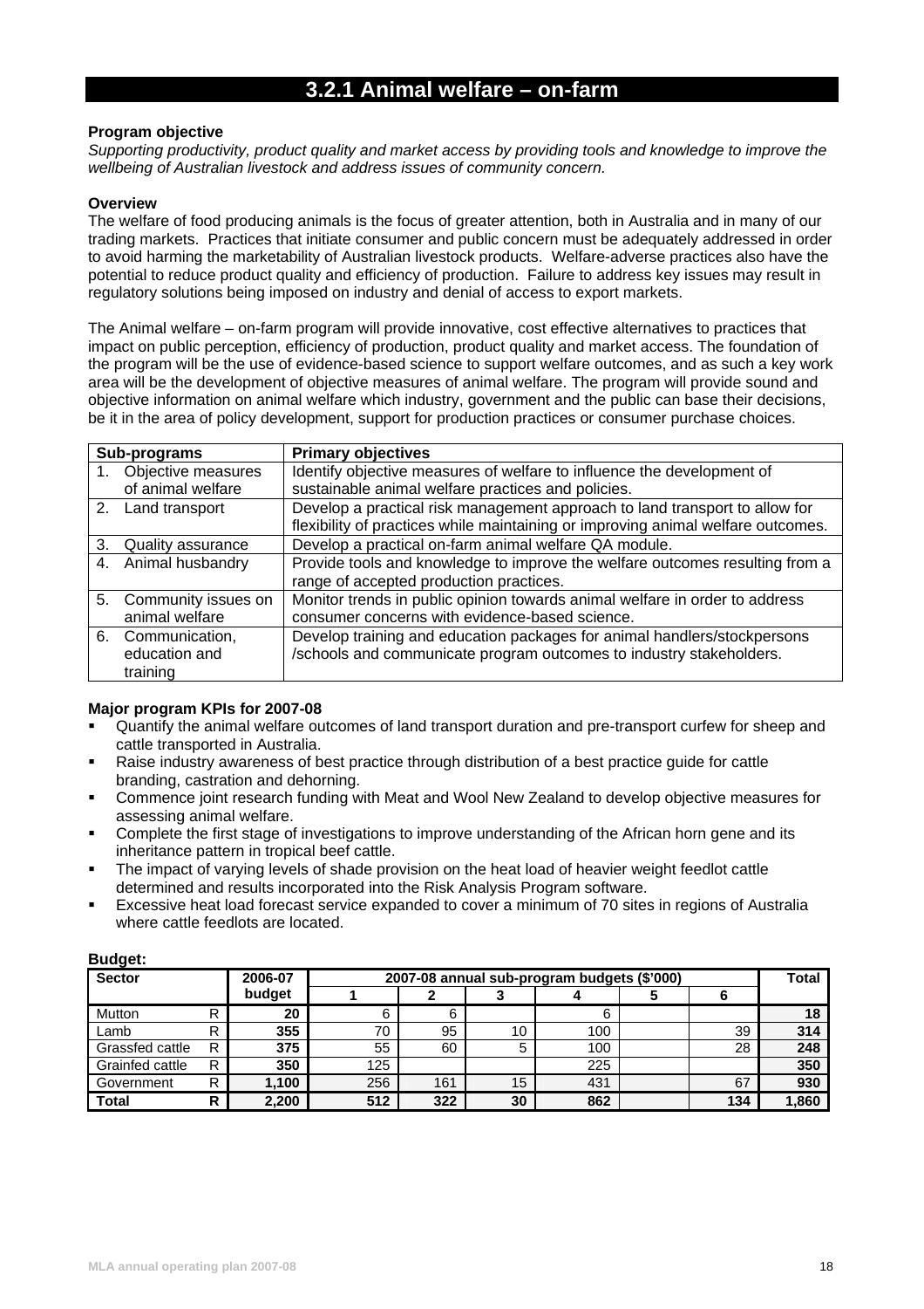# 3.2.1 Animal welfare – on-farm

**Program objective**

*Supporting productivity, product quality and market access by providing tools and knowledge to improve the wellbeing of Australian livestock and address issues of community concern.*

**Overview**

The welfare of food producing animals is the focus of greater attention, both in Australia and in many of our trading markets. Practices that initiate consumer and public concern must be adequately addressed in order to avoid harming the marketability of Australian livestock products. Welfare-adverse practices also have the potential to reduce product quality and efficiency of production. Failure to address key issues may result in regulatory solutions being imposed on industry and denial of access to export markets.

The Animal welfare – on-farm program will provide innovative, cost effective alternatives to practices that impact on public perception, efficiency of production, product quality and market access. The foundation of the program will be the use of evidence-based science to support welfare outcomes, and as such a key work area will be the development of objective measures of animal welfare. The program will provide sound and objective information on animal welfare which industry, government and the public can base their decisions, be it in the area of policy development, support for production practices or consumer purchase choices.

| Sub-programs | Primary objectives |
|---|---|
| 1. Objective measures of animal welfare | Identify objective measures of welfare to influence the development of sustainable animal welfare practices and policies. |
| 2. Land transport | Develop a practical risk management approach to land transport to allow for flexibility of practices while maintaining or improving animal welfare outcomes. |
| 3. Quality assurance | Develop a practical on-farm animal welfare QA module. |
| 4. Animal husbandry | Provide tools and knowledge to improve the welfare outcomes resulting from a range of accepted production practices. |
| 5. Community issues on animal welfare | Monitor trends in public opinion towards animal welfare in order to address consumer concerns with evidence-based science. |
| 6. Communication, education and training | Develop training and education packages for animal handlers/stockpersons /schools and communicate program outcomes to industry stakeholders. |

**Major program KPIs for 2007-08**

- Quantify the animal welfare outcomes of land transport duration and pre-transport curfew for sheep and cattle transported in Australia.
- Raise industry awareness of best practice through distribution of a best practice guide for cattle branding, castration and dehorning.
- Commence joint research funding with Meat and Wool New Zealand to develop objective measures for assessing animal welfare.
- Complete the first stage of investigations to improve understanding of the African horn gene and its inheritance pattern in tropical beef cattle.
- The impact of varying levels of shade provision on the heat load of heavier weight feedlot cattle determined and results incorporated into the Risk Analysis Program software.
- Excessive heat load forecast service expanded to cover a minimum of 70 sites in regions of Australia where cattle feedlots are located.

**Budget:**

| Sector | | 2006-07 budget | 2007-08 annual sub-program budgets ($'000) | | | | | | Total |
|---|---|---|---|---|---|---|---|---|---|
| | | | 1 | 2 | 3 | 4 | 5 | 6 | |
| Mutton | R | **20** | 6 | 6 | | 6 | | | **18** |
| Lamb | R | **355** | 70 | 95 | 10 | 100 | | 39 | **314** |
| Grassfed cattle | R | **375** | 55 | 60 | 5 | 100 | | 28 | **248** |
| Grainfed cattle | R | **350** | 125 | | | 225 | | | **350** |
| Government | R | **1,100** | 256 | 161 | 15 | 431 | | 67 | **930** |
| **Total** | **R** | **2,200** | **512** | **322** | **30** | **862** | | **134** | **1,860** |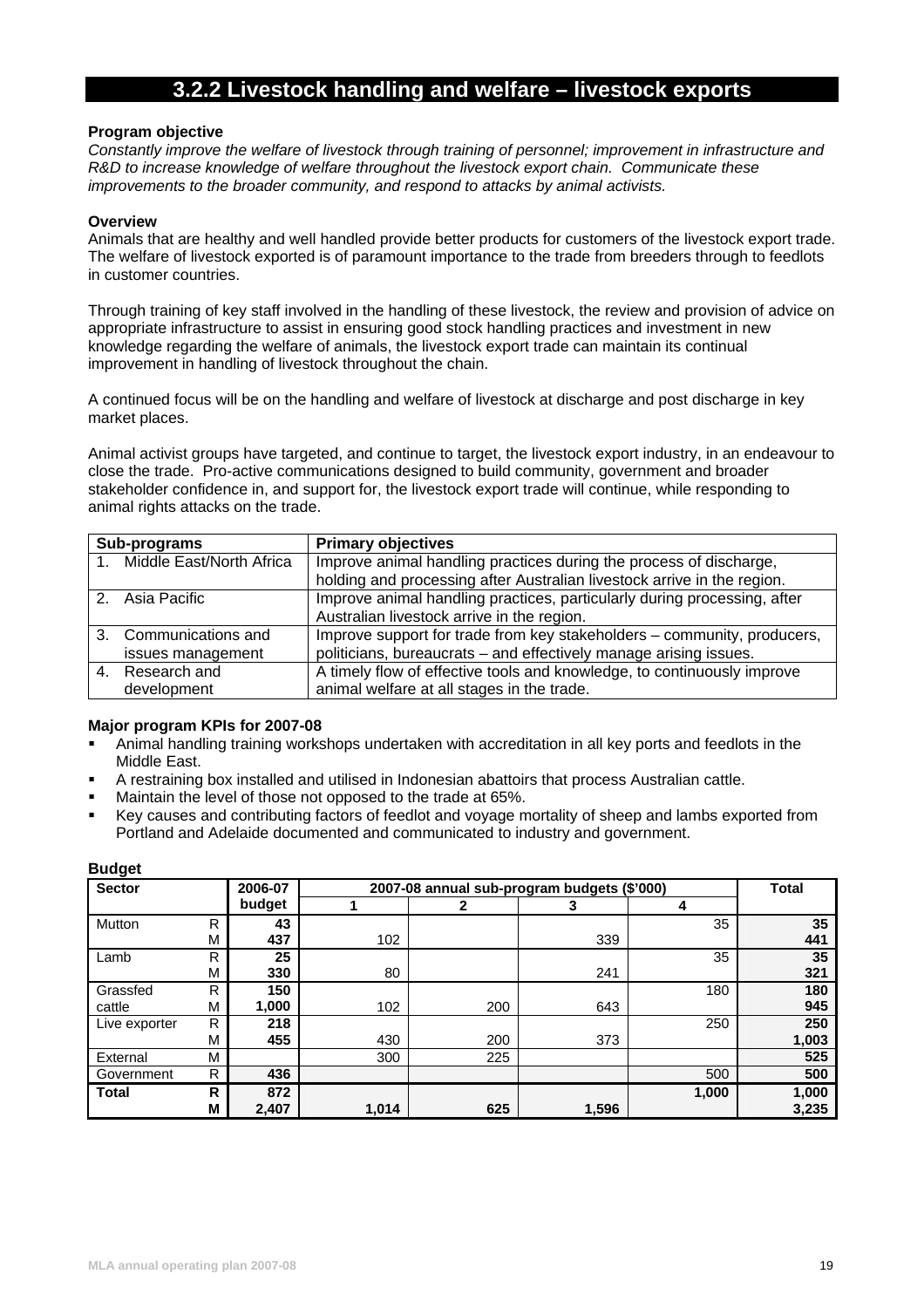## 3.2.2 Livestock handling and welfare – livestock exports

**Program objective**

*Constantly improve the welfare of livestock through training of personnel; improvement in infrastructure and R&D to increase knowledge of welfare throughout the livestock export chain. Communicate these improvements to the broader community, and respond to attacks by animal activists.*

**Overview**

Animals that are healthy and well handled provide better products for customers of the livestock export trade. The welfare of livestock exported is of paramount importance to the trade from breeders through to feedlots in customer countries.

Through training of key staff involved in the handling of these livestock, the review and provision of advice on appropriate infrastructure to assist in ensuring good stock handling practices and investment in new knowledge regarding the welfare of animals, the livestock export trade can maintain its continual improvement in handling of livestock throughout the chain.

A continued focus will be on the handling and welfare of livestock at discharge and post discharge in key market places.

Animal activist groups have targeted, and continue to target, the livestock export industry, in an endeavour to close the trade. Pro-active communications designed to build community, government and broader stakeholder confidence in, and support for, the livestock export trade will continue, while responding to animal rights attacks on the trade.

| Sub-programs | Primary objectives |
|---|---|
| 1. Middle East/North Africa | Improve animal handling practices during the process of discharge, holding and processing after Australian livestock arrive in the region. |
| 2. Asia Pacific | Improve animal handling practices, particularly during processing, after Australian livestock arrive in the region. |
| 3. Communications and issues management | Improve support for trade from key stakeholders – community, producers, politicians, bureaucrats – and effectively manage arising issues. |
| 4. Research and development | A timely flow of effective tools and knowledge, to continuously improve animal welfare at all stages in the trade. |

**Major program KPIs for 2007-08**

- Animal handling training workshops undertaken with accreditation in all key ports and feedlots in the Middle East.
- A restraining box installed and utilised in Indonesian abattoirs that process Australian cattle.
- Maintain the level of those not opposed to the trade at 65%.
- Key causes and contributing factors of feedlot and voyage mortality of sheep and lambs exported from Portland and Adelaide documented and communicated to industry and government.

**Budget**

| Sector | | 2006-07 budget | 2007-08 annual sub-program budgets ($'000) | | | | Total |
|---|---|---|---|---|---|---|---|
| | | | 1 | 2 | 3 | 4 | |
| Mutton | R | **43** | | | | 35 | **35** |
| | M | **437** | 102 | | 339 | | **441** |
| Lamb | R | **25** | | | | 35 | **35** |
| | M | **330** | 80 | | 241 | | **321** |
| Grassfed cattle | R | **150** | | | | 180 | **180** |
| | M | **1,000** | 102 | 200 | 643 | | **945** |
| Live exporter | R | **218** | | | | 250 | **250** |
| | M | **455** | 430 | 200 | 373 | | **1,003** |
| External | M | | 300 | 225 | | | **525** |
| Government | R | **436** | | | | 500 | **500** |
| **Total** | **R** | **872** | | | | **1,000** | **1,000** |
| | **M** | **2,407** | **1,014** | **625** | **1,596** | | **3,235** |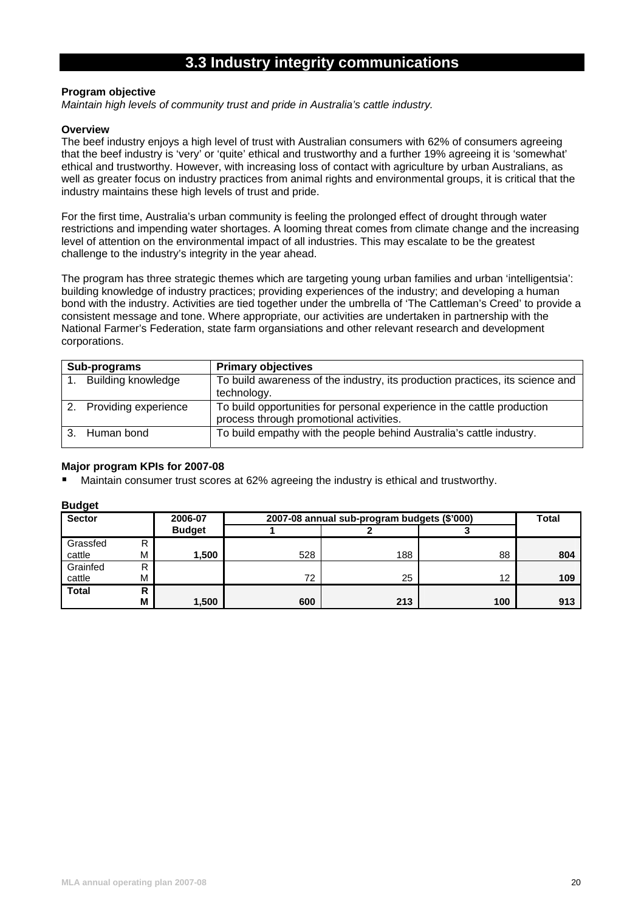## 3.3 Industry integrity communications

**Program objective**

*Maintain high levels of community trust and pride in Australia's cattle industry.*

**Overview**

The beef industry enjoys a high level of trust with Australian consumers with 62% of consumers agreeing that the beef industry is 'very' or 'quite' ethical and trustworthy and a further 19% agreeing it is 'somewhat' ethical and trustworthy. However, with increasing loss of contact with agriculture by urban Australians, as well as greater focus on industry practices from animal rights and environmental groups, it is critical that the industry maintains these high levels of trust and pride.

For the first time, Australia's urban community is feeling the prolonged effect of drought through water restrictions and impending water shortages. A looming threat comes from climate change and the increasing level of attention on the environmental impact of all industries. This may escalate to be the greatest challenge to the industry's integrity in the year ahead.

The program has three strategic themes which are targeting young urban families and urban 'intelligentsia': building knowledge of industry practices; providing experiences of the industry; and developing a human bond with the industry. Activities are tied together under the umbrella of 'The Cattleman's Creed' to provide a consistent message and tone. Where appropriate, our activities are undertaken in partnership with the National Farmer's Federation, state farm organsiations and other relevant research and development corporations.

| Sub-programs | Primary objectives |
|---|---|
| 1. Building knowledge | To build awareness of the industry, its production practices, its science and technology. |
| 2. Providing experience | To build opportunities for personal experience in the cattle production process through promotional activities. |
| 3. Human bond | To build empathy with the people behind Australia's cattle industry. |

**Major program KPIs for 2007-08**

- Maintain consumer trust scores at 62% agreeing the industry is ethical and trustworthy.

**Budget**

| Sector | | 2006-07 Budget | 2007-08 annual sub-program budgets ($'000) | | | Total |
|---|---|---|---|---|---|---|
| | | | 1 | 2 | 3 | |
| Grassfed cattle | R | | | | | |
| | M | **1,500** | 528 | 188 | 88 | **804** |
| Grainfed cattle | R | | | | | |
| | M | | 72 | 25 | 12 | **109** |
| **Total** | **R** | | | | | |
| | **M** | **1,500** | **600** | **213** | **100** | **913** |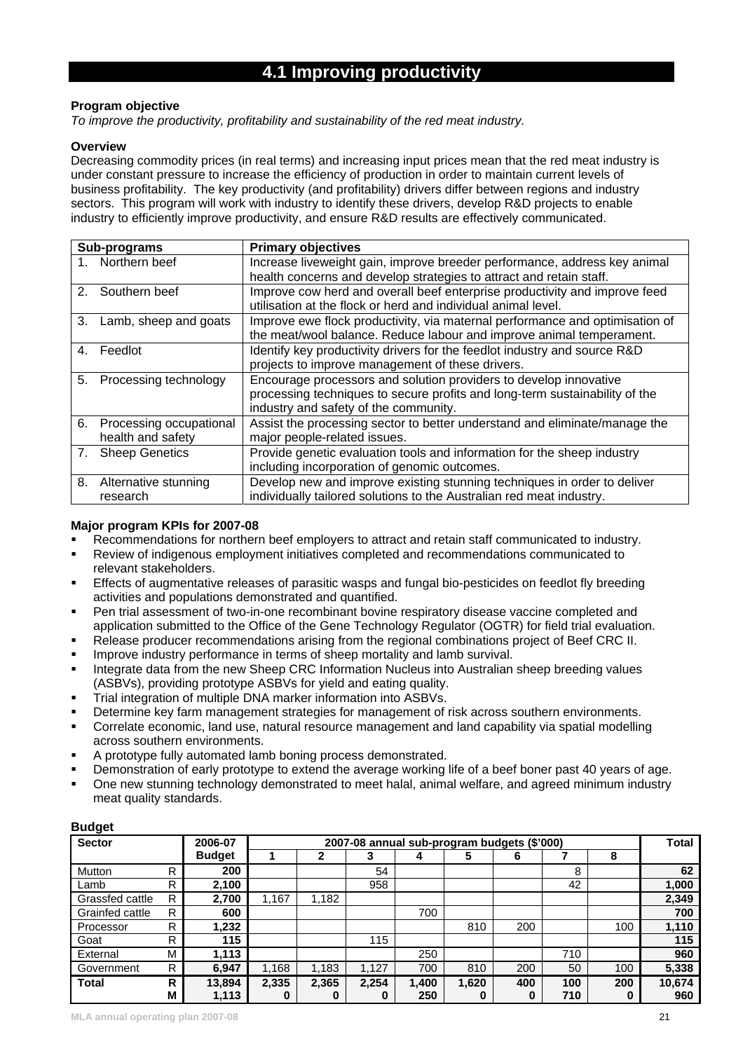# 4.1 Improving productivity

**Program objective**

*To improve the productivity, profitability and sustainability of the red meat industry.*

**Overview**

Decreasing commodity prices (in real terms) and increasing input prices mean that the red meat industry is under constant pressure to increase the efficiency of production in order to maintain current levels of business profitability. The key productivity (and profitability) drivers differ between regions and industry sectors. This program will work with industry to identify these drivers, develop R&D projects to enable industry to efficiently improve productivity, and ensure R&D results are effectively communicated.

| Sub-programs | Primary objectives |
|---|---|
| 1. Northern beef | Increase liveweight gain, improve breeder performance, address key animal health concerns and develop strategies to attract and retain staff. |
| 2. Southern beef | Improve cow herd and overall beef enterprise productivity and improve feed utilisation at the flock or herd and individual animal level. |
| 3. Lamb, sheep and goats | Improve ewe flock productivity, via maternal performance and optimisation of the meat/wool balance. Reduce labour and improve animal temperament. |
| 4. Feedlot | Identify key productivity drivers for the feedlot industry and source R&D projects to improve management of these drivers. |
| 5. Processing technology | Encourage processors and solution providers to develop innovative processing techniques to secure profits and long-term sustainability of the industry and safety of the community. |
| 6. Processing occupational health and safety | Assist the processing sector to better understand and eliminate/manage the major people-related issues. |
| 7. Sheep Genetics | Provide genetic evaluation tools and information for the sheep industry including incorporation of genomic outcomes. |
| 8. Alternative stunning research | Develop new and improve existing stunning techniques in order to deliver individually tailored solutions to the Australian red meat industry. |

**Major program KPIs for 2007-08**

- Recommendations for northern beef employers to attract and retain staff communicated to industry.
- Review of indigenous employment initiatives completed and recommendations communicated to relevant stakeholders.
- Effects of augmentative releases of parasitic wasps and fungal bio-pesticides on feedlot fly breeding activities and populations demonstrated and quantified.
- Pen trial assessment of two-in-one recombinant bovine respiratory disease vaccine completed and application submitted to the Office of the Gene Technology Regulator (OGTR) for field trial evaluation.
- Release producer recommendations arising from the regional combinations project of Beef CRC II.
- Improve industry performance in terms of sheep mortality and lamb survival.
- Integrate data from the new Sheep CRC Information Nucleus into Australian sheep breeding values (ASBVs), providing prototype ASBVs for yield and eating quality.
- Trial integration of multiple DNA marker information into ASBVs.
- Determine key farm management strategies for management of risk across southern environments.
- Correlate economic, land use, natural resource management and land capability via spatial modelling across southern environments.
- A prototype fully automated lamb boning process demonstrated.
- Demonstration of early prototype to extend the average working life of a beef boner past 40 years of age.
- One new stunning technology demonstrated to meet halal, animal welfare, and agreed minimum industry meat quality standards.

**Budget**

| Sector | | 2006-07 Budget | 2007-08 annual sub-program budgets ($'000) | | | | | | | | Total |
|---|---|---|---|---|---|---|---|---|---|---|---|
| | | | 1 | 2 | 3 | 4 | 5 | 6 | 7 | 8 | |
| Mutton | R | **200** | | | 54 | | | | 8 | | **62** |
| Lamb | R | **2,100** | | | 958 | | | | 42 | | **1,000** |
| Grassfed cattle | R | **2,700** | 1,167 | 1,182 | | | | | | | **2,349** |
| Grainfed cattle | R | **600** | | | | 700 | | | | | **700** |
| Processor | R | **1,232** | | | | | 810 | 200 | | 100 | **1,110** |
| Goat | R | **115** | | | 115 | | | | | | **115** |
| External | M | **1,113** | | | | 250 | | | 710 | | **960** |
| Government | R | **6,947** | 1,168 | 1,183 | 1,127 | 700 | 810 | 200 | 50 | 100 | **5,338** |
| **Total** | **R** | **13,894** | **2,335** | **2,365** | **2,254** | **1,400** | **1,620** | **400** | **100** | **200** | **10,674** |
| | **M** | **1,113** | **0** | **0** | **0** | **250** | **0** | **0** | **710** | **0** | **960** |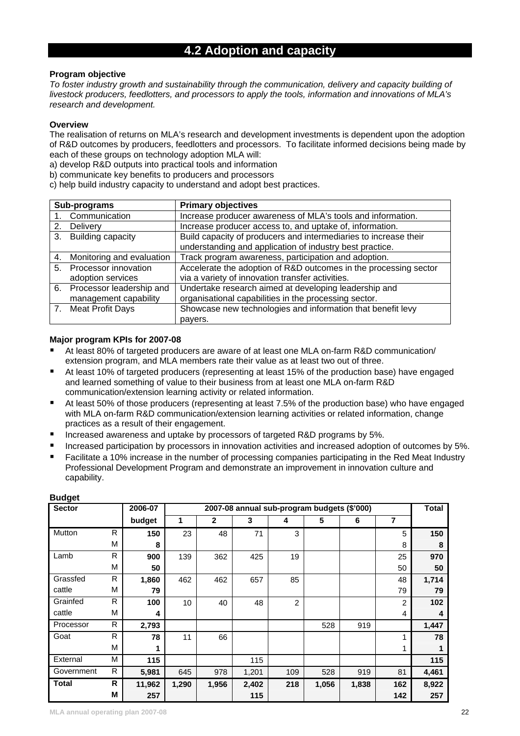# 4.2 Adoption and capacity

**Program objective**

*To foster industry growth and sustainability through the communication, delivery and capacity building of livestock producers, feedlotters, and processors to apply the tools, information and innovations of MLA's research and development.*

**Overview**

The realisation of returns on MLA's research and development investments is dependent upon the adoption of R&D outcomes by producers, feedlotters and processors. To facilitate informed decisions being made by each of these groups on technology adoption MLA will:

a) develop R&D outputs into practical tools and information

b) communicate key benefits to producers and processors

c) help build industry capacity to understand and adopt best practices.

| Sub-programs | Primary objectives |
|---|---|
| 1. Communication | Increase producer awareness of MLA's tools and information. |
| 2. Delivery | Increase producer access to, and uptake of, information. |
| 3. Building capacity | Build capacity of producers and intermediaries to increase their understanding and application of industry best practice. |
| 4. Monitoring and evaluation | Track program awareness, participation and adoption. |
| 5. Processor innovation adoption services | Accelerate the adoption of R&D outcomes in the processing sector via a variety of innovation transfer activities. |
| 6. Processor leadership and management capability | Undertake research aimed at developing leadership and organisational capabilities in the processing sector. |
| 7. Meat Profit Days | Showcase new technologies and information that benefit levy payers. |

**Major program KPIs for 2007-08**

- At least 80% of targeted producers are aware of at least one MLA on-farm R&D communication/ extension program, and MLA members rate their value as at least two out of three.
- At least 10% of targeted producers (representing at least 15% of the production base) have engaged and learned something of value to their business from at least one MLA on-farm R&D communication/extension learning activity or related information.
- At least 50% of those producers (representing at least 7.5% of the production base) who have engaged with MLA on-farm R&D communication/extension learning activities or related information, change practices as a result of their engagement.
- Increased awareness and uptake by processors of targeted R&D programs by 5%.
- Increased participation by processors in innovation activities and increased adoption of outcomes by 5%.
- Facilitate a 10% increase in the number of processing companies participating in the Red Meat Industry Professional Development Program and demonstrate an improvement in innovation culture and capability.

**Budget**

| Sector | | 2006-07 | 2007-08 annual sub-program budgets ($'000) | | | | | | | Total |
|---|---|---|---|---|---|---|---|---|---|---|
| | | budget | 1 | 2 | 3 | 4 | 5 | 6 | 7 | |
| Mutton | R | 150 | 23 | 48 | 71 | 3 | | | 5 | 150 |
| | M | 8 | | | | | | | 8 | 8 |
| Lamb | R | 900 | 139 | 362 | 425 | 19 | | | 25 | 970 |
| | M | 50 | | | | | | | 50 | 50 |
| Grassfed cattle | R | 1,860 | 462 | 462 | 657 | 85 | | | 48 | 1,714 |
| | M | 79 | | | | | | | 79 | 79 |
| Grainfed cattle | R | 100 | 10 | 40 | 48 | 2 | | | 2 | 102 |
| | M | 4 | | | | | | | 4 | 4 |
| Processor | R | 2,793 | | | | | 528 | 919 | | 1,447 |
| Goat | R | 78 | 11 | 66 | | | | | 1 | 78 |
| | M | 1 | | | | | | | 1 | 1 |
| External | M | 115 | | | 115 | | | | | 115 |
| Government | R | 5,981 | 645 | 978 | 1,201 | 109 | 528 | 919 | 81 | 4,461 |
| **Total** | **R** | **11,962** | **1,290** | **1,956** | **2,402** | **218** | **1,056** | **1,838** | **162** | **8,922** |
| | **M** | **257** | | | **115** | | | | **142** | **257** |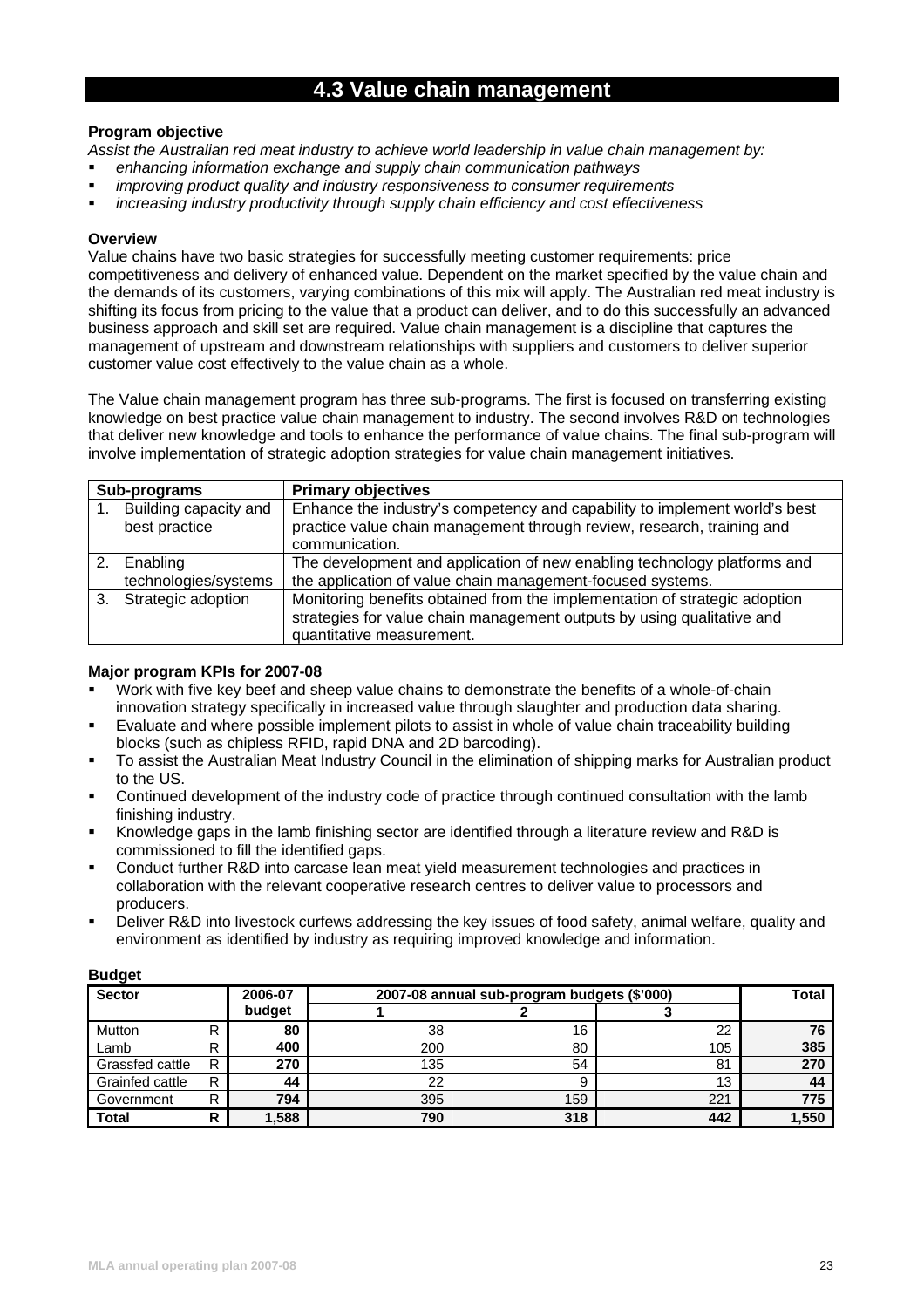# 4.3 Value chain management

**Program objective**

*Assist the Australian red meat industry to achieve world leadership in value chain management by:*

- *enhancing information exchange and supply chain communication pathways*
- *improving product quality and industry responsiveness to consumer requirements*
- *increasing industry productivity through supply chain efficiency and cost effectiveness*

**Overview**

Value chains have two basic strategies for successfully meeting customer requirements: price competitiveness and delivery of enhanced value. Dependent on the market specified by the value chain and the demands of its customers, varying combinations of this mix will apply. The Australian red meat industry is shifting its focus from pricing to the value that a product can deliver, and to do this successfully an advanced business approach and skill set are required. Value chain management is a discipline that captures the management of upstream and downstream relationships with suppliers and customers to deliver superior customer value cost effectively to the value chain as a whole.

The Value chain management program has three sub-programs. The first is focused on transferring existing knowledge on best practice value chain management to industry. The second involves R&D on technologies that deliver new knowledge and tools to enhance the performance of value chains. The final sub-program will involve implementation of strategic adoption strategies for value chain management initiatives.

| Sub-programs | Primary objectives |
|---|---|
| 1. Building capacity and best practice | Enhance the industry's competency and capability to implement world's best practice value chain management through review, research, training and communication. |
| 2. Enabling technologies/systems | The development and application of new enabling technology platforms and the application of value chain management-focused systems. |
| 3. Strategic adoption | Monitoring benefits obtained from the implementation of strategic adoption strategies for value chain management outputs by using qualitative and quantitative measurement. |

**Major program KPIs for 2007-08**

- Work with five key beef and sheep value chains to demonstrate the benefits of a whole-of-chain innovation strategy specifically in increased value through slaughter and production data sharing.
- Evaluate and where possible implement pilots to assist in whole of value chain traceability building blocks (such as chipless RFID, rapid DNA and 2D barcoding).
- To assist the Australian Meat Industry Council in the elimination of shipping marks for Australian product to the US.
- Continued development of the industry code of practice through continued consultation with the lamb finishing industry.
- Knowledge gaps in the lamb finishing sector are identified through a literature review and R&D is commissioned to fill the identified gaps.
- Conduct further R&D into carcase lean meat yield measurement technologies and practices in collaboration with the relevant cooperative research centres to deliver value to processors and producers.
- Deliver R&D into livestock curfews addressing the key issues of food safety, animal welfare, quality and environment as identified by industry as requiring improved knowledge and information.

**Budget**

| Sector | | 2006-07 budget | 2007-08 annual sub-program budgets ($'000) | | | Total |
|---|---|---|---|---|---|---|
| | | | 1 | 2 | 3 | |
| Mutton | R | **80** | 38 | 16 | 22 | **76** |
| Lamb | R | **400** | 200 | 80 | 105 | **385** |
| Grassfed cattle | R | **270** | 135 | 54 | 81 | **270** |
| Grainfed cattle | R | **44** | 22 | 9 | 13 | **44** |
| Government | R | **794** | 395 | 159 | 221 | **775** |
| **Total** | **R** | **1,588** | **790** | **318** | **442** | **1,550** |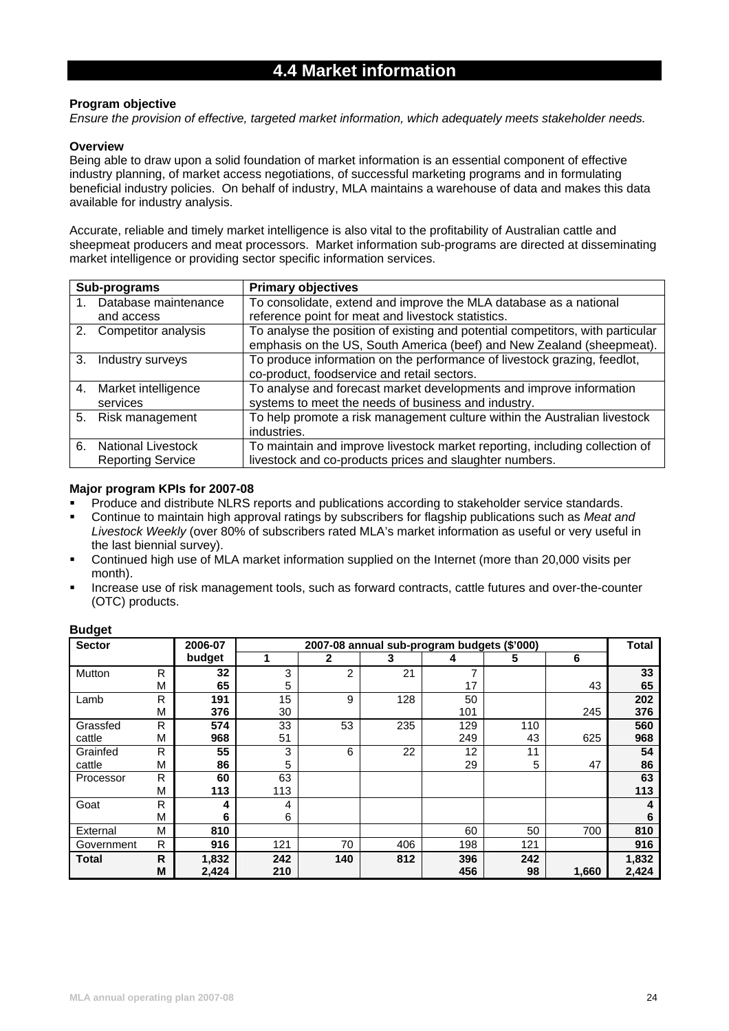# 4.4 Market information

**Program objective**

*Ensure the provision of effective, targeted market information, which adequately meets stakeholder needs.*

**Overview**

Being able to draw upon a solid foundation of market information is an essential component of effective industry planning, of market access negotiations, of successful marketing programs and in formulating beneficial industry policies. On behalf of industry, MLA maintains a warehouse of data and makes this data available for industry analysis.

Accurate, reliable and timely market intelligence is also vital to the profitability of Australian cattle and sheepmeat producers and meat processors. Market information sub-programs are directed at disseminating market intelligence or providing sector specific information services.

| Sub-programs | Primary objectives |
|---|---|
| 1. Database maintenance and access | To consolidate, extend and improve the MLA database as a national reference point for meat and livestock statistics. |
| 2. Competitor analysis | To analyse the position of existing and potential competitors, with particular emphasis on the US, South America (beef) and New Zealand (sheepmeat). |
| 3. Industry surveys | To produce information on the performance of livestock grazing, feedlot, co-product, foodservice and retail sectors. |
| 4. Market intelligence services | To analyse and forecast market developments and improve information systems to meet the needs of business and industry. |
| 5. Risk management | To help promote a risk management culture within the Australian livestock industries. |
| 6. National Livestock Reporting Service | To maintain and improve livestock market reporting, including collection of livestock and co-products prices and slaughter numbers. |

**Major program KPIs for 2007-08**

- Produce and distribute NLRS reports and publications according to stakeholder service standards.
- Continue to maintain high approval ratings by subscribers for flagship publications such as *Meat and Livestock Weekly* (over 80% of subscribers rated MLA's market information as useful or very useful in the last biennial survey).
- Continued high use of MLA market information supplied on the Internet (more than 20,000 visits per month).
- Increase use of risk management tools, such as forward contracts, cattle futures and over-the-counter (OTC) products.

**Budget**

| Sector | | 2006-07 budget | 2007-08 annual sub-program budgets ($'000) | | | | | | Total |
|---|---|---|---|---|---|---|---|---|---|
| | | | 1 | 2 | 3 | 4 | 5 | 6 | |
| Mutton | R | **32** | 3 | 2 | 21 | 7 | | | **33** |
| | M | **65** | 5 | | | 17 | | 43 | **65** |
| Lamb | R | **191** | 15 | 9 | 128 | 50 | | | **202** |
| | M | **376** | 30 | | | 101 | | 245 | **376** |
| Grassfed cattle | R | **574** | 33 | 53 | 235 | 129 | 110 | | **560** |
| | M | **968** | 51 | | | 249 | 43 | 625 | **968** |
| Grainfed cattle | R | **55** | 3 | 6 | 22 | 12 | 11 | | **54** |
| | M | **86** | 5 | | | 29 | 5 | 47 | **86** |
| Processor | R | **60** | 63 | | | | | | **63** |
| | M | **113** | 113 | | | | | | **113** |
| Goat | R | **4** | 4 | | | | | | **4** |
| | M | **6** | 6 | | | | | | **6** |
| External | M | **810** | | | | 60 | 50 | 700 | **810** |
| Government | R | **916** | 121 | 70 | 406 | 198 | 121 | | **916** |
| **Total** | **R** | **1,832** | **242** | **140** | **812** | **396** | **242** | | **1,832** |
| | **M** | **2,424** | **210** | | | **456** | **98** | **1,660** | **2,424** |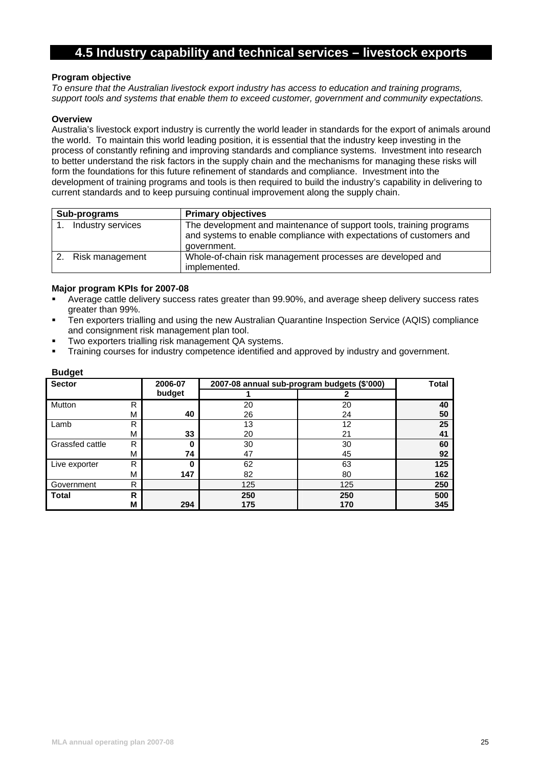## 4.5 Industry capability and technical services – livestock exports

**Program objective**

*To ensure that the Australian livestock export industry has access to education and training programs, support tools and systems that enable them to exceed customer, government and community expectations.*

**Overview**

Australia's livestock export industry is currently the world leader in standards for the export of animals around the world. To maintain this world leading position, it is essential that the industry keep investing in the process of constantly refining and improving standards and compliance systems. Investment into research to better understand the risk factors in the supply chain and the mechanisms for managing these risks will form the foundations for this future refinement of standards and compliance. Investment into the development of training programs and tools is then required to build the industry's capability in delivering to current standards and to keep pursuing continual improvement along the supply chain.

| Sub-programs | Primary objectives |
|---|---|
| 1. Industry services | The development and maintenance of support tools, training programs and systems to enable compliance with expectations of customers and government. |
| 2. Risk management | Whole-of-chain risk management processes are developed and implemented. |

**Major program KPIs for 2007-08**

- Average cattle delivery success rates greater than 99.90%, and average sheep delivery success rates greater than 99%.
- Ten exporters trialling and using the new Australian Quarantine Inspection Service (AQIS) compliance and consignment risk management plan tool.
- Two exporters trialling risk management QA systems.
- Training courses for industry competence identified and approved by industry and government.

**Budget**

| Sector | | 2006-07 budget | 2007-08 annual sub-program budgets ($'000) | | Total |
|---|---|---|---|---|---|
| | | | 1 | 2 | |
| Mutton | R | | 20 | 20 | 40 |
| | M | 40 | 26 | 24 | 50 |
| Lamb | R | | 13 | 12 | 25 |
| | M | 33 | 20 | 21 | 41 |
| Grassfed cattle | R | 0 | 30 | 30 | 60 |
| | M | 74 | 47 | 45 | 92 |
| Live exporter | R | 0 | 62 | 63 | 125 |
| | M | 147 | 82 | 80 | 162 |
| Government | R | | 125 | 125 | 250 |
| **Total** | **R** | | **250** | **250** | **500** |
| | **M** | **294** | **175** | **170** | **345** |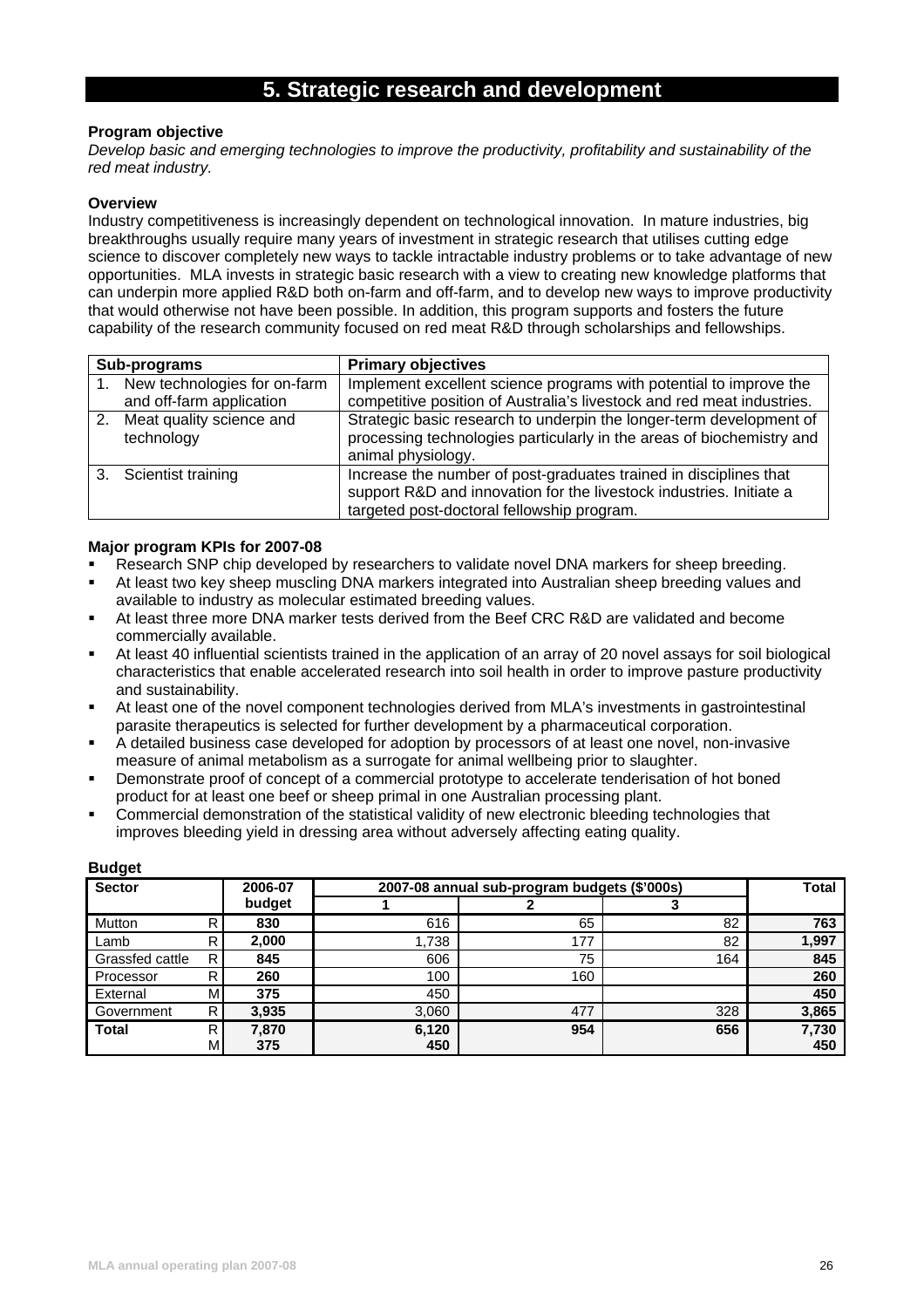# 5. Strategic research and development

**Program objective**

*Develop basic and emerging technologies to improve the productivity, profitability and sustainability of the red meat industry.*

**Overview**

Industry competitiveness is increasingly dependent on technological innovation. In mature industries, big breakthroughs usually require many years of investment in strategic research that utilises cutting edge science to discover completely new ways to tackle intractable industry problems or to take advantage of new opportunities. MLA invests in strategic basic research with a view to creating new knowledge platforms that can underpin more applied R&D both on-farm and off-farm, and to develop new ways to improve productivity that would otherwise not have been possible. In addition, this program supports and fosters the future capability of the research community focused on red meat R&D through scholarships and fellowships.

| Sub-programs | Primary objectives |
|---|---|
| 1. New technologies for on-farm and off-farm application | Implement excellent science programs with potential to improve the competitive position of Australia's livestock and red meat industries. |
| 2. Meat quality science and technology | Strategic basic research to underpin the longer-term development of processing technologies particularly in the areas of biochemistry and animal physiology. |
| 3. Scientist training | Increase the number of post-graduates trained in disciplines that support R&D and innovation for the livestock industries. Initiate a targeted post-doctoral fellowship program. |

**Major program KPIs for 2007-08**

- Research SNP chip developed by researchers to validate novel DNA markers for sheep breeding.
- At least two key sheep muscling DNA markers integrated into Australian sheep breeding values and available to industry as molecular estimated breeding values.
- At least three more DNA marker tests derived from the Beef CRC R&D are validated and become commercially available.
- At least 40 influential scientists trained in the application of an array of 20 novel assays for soil biological characteristics that enable accelerated research into soil health in order to improve pasture productivity and sustainability.
- At least one of the novel component technologies derived from MLA's investments in gastrointestinal parasite therapeutics is selected for further development by a pharmaceutical corporation.
- A detailed business case developed for adoption by processors of at least one novel, non-invasive measure of animal metabolism as a surrogate for animal wellbeing prior to slaughter.
- Demonstrate proof of concept of a commercial prototype to accelerate tenderisation of hot boned product for at least one beef or sheep primal in one Australian processing plant.
- Commercial demonstration of the statistical validity of new electronic bleeding technologies that improves bleeding yield in dressing area without adversely affecting eating quality.

**Budget**

| Sector | | 2006-07 budget | 2007-08 annual sub-program budgets ($'000s) | | | Total |
|---|---|---|---|---|---|---|
| | | | 1 | 2 | 3 | |
| Mutton | R | **830** | 616 | 65 | 82 | **763** |
| Lamb | R | **2,000** | 1,738 | 177 | 82 | **1,997** |
| Grassfed cattle | R | **845** | 606 | 75 | 164 | **845** |
| Processor | R | **260** | 100 | 160 | | **260** |
| External | M | **375** | 450 | | | **450** |
| Government | R | **3,935** | 3,060 | 477 | 328 | **3,865** |
| **Total** | R | **7,870** | **6,120** | **954** | **656** | **7,730** |
| | M | **375** | **450** | | | **450** |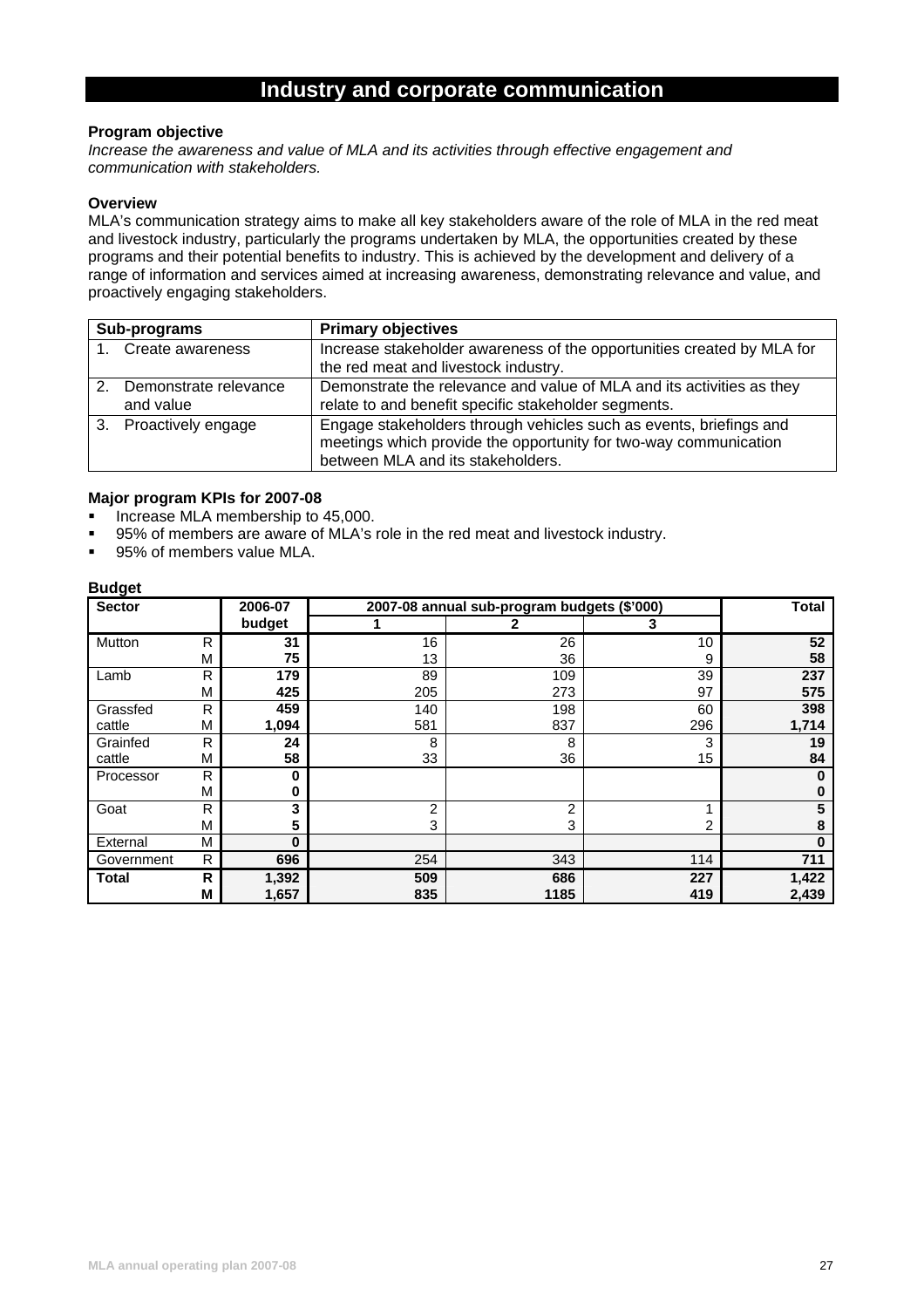# Industry and corporate communication

**Program objective**

*Increase the awareness and value of MLA and its activities through effective engagement and communication with stakeholders.*

**Overview**

MLA's communication strategy aims to make all key stakeholders aware of the role of MLA in the red meat and livestock industry, particularly the programs undertaken by MLA, the opportunities created by these programs and their potential benefits to industry. This is achieved by the development and delivery of a range of information and services aimed at increasing awareness, demonstrating relevance and value, and proactively engaging stakeholders.

| Sub-programs | Primary objectives |
|---|---|
| 1. Create awareness | Increase stakeholder awareness of the opportunities created by MLA for the red meat and livestock industry. |
| 2. Demonstrate relevance and value | Demonstrate the relevance and value of MLA and its activities as they relate to and benefit specific stakeholder segments. |
| 3. Proactively engage | Engage stakeholders through vehicles such as events, briefings and meetings which provide the opportunity for two-way communication between MLA and its stakeholders. |

**Major program KPIs for 2007-08**

- Increase MLA membership to 45,000.
- 95% of members are aware of MLA's role in the red meat and livestock industry.
- 95% of members value MLA.

**Budget**

| Sector | | 2006-07 budget | 2007-08 annual sub-program budgets ($'000) | | | Total |
|---|---|---|---|---|---|---|
| | | | 1 | 2 | 3 | |
| Mutton | R | **31** | 16 | 26 | 10 | **52** |
| | M | **75** | 13 | 36 | 9 | **58** |
| Lamb | R | **179** | 89 | 109 | 39 | **237** |
| | M | **425** | 205 | 273 | 97 | **575** |
| Grassfed cattle | R | **459** | 140 | 198 | 60 | **398** |
| | M | **1,094** | 581 | 837 | 296 | **1,714** |
| Grainfed cattle | R | **24** | 8 | 8 | 3 | **19** |
| | M | **58** | 33 | 36 | 15 | **84** |
| Processor | R | **0** | | | | **0** |
| | M | **0** | | | | **0** |
| Goat | R | **3** | 2 | 2 | 1 | **5** |
| | M | **5** | 3 | 3 | 2 | **8** |
| External | M | **0** | | | | **0** |
| Government | R | **696** | 254 | 343 | 114 | **711** |
| **Total** | **R** | **1,392** | **509** | **686** | **227** | **1,422** |
| | **M** | **1,657** | **835** | **1185** | **419** | **2,439** |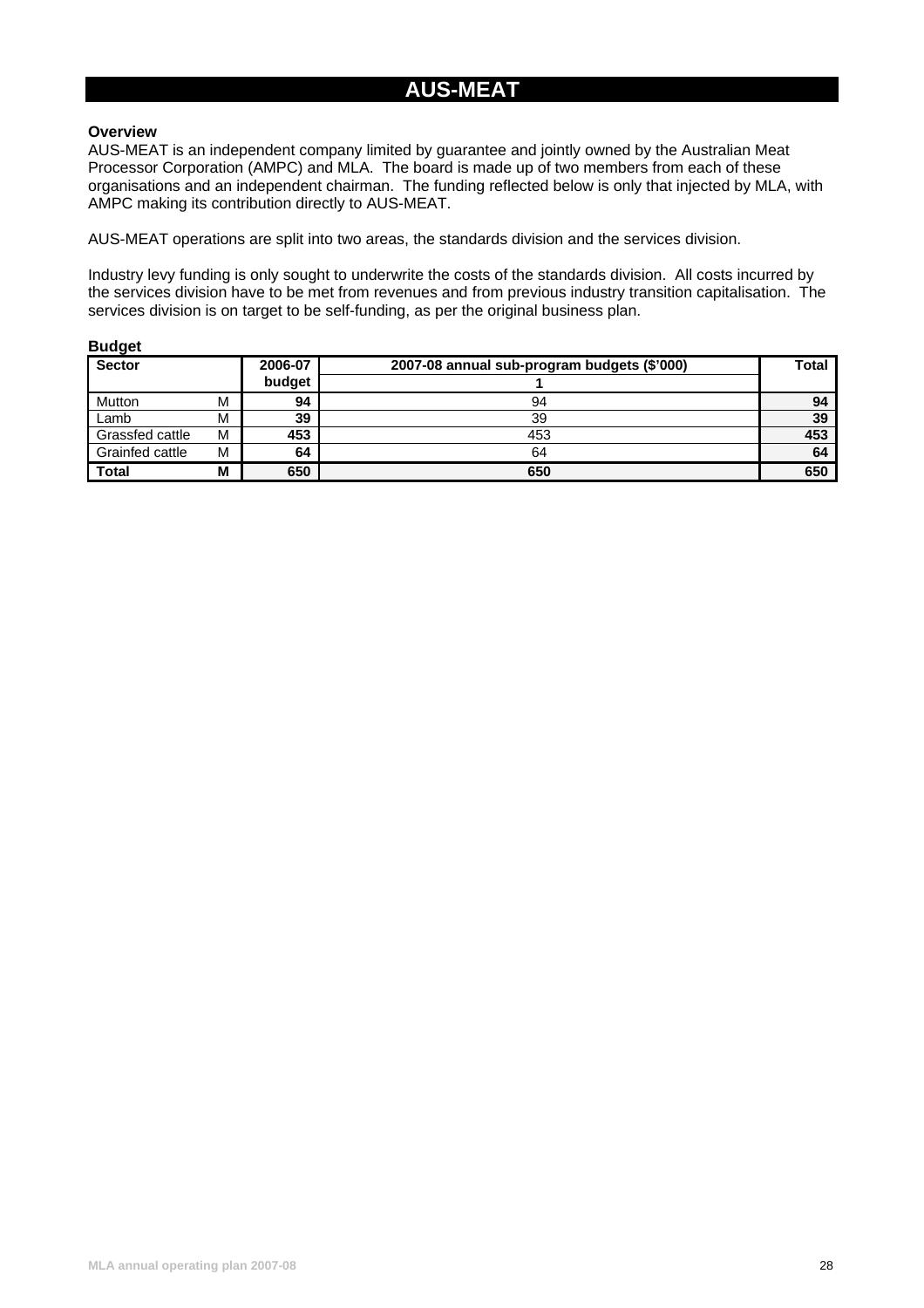# AUS-MEAT

**Overview**

AUS-MEAT is an independent company limited by guarantee and jointly owned by the Australian Meat Processor Corporation (AMPC) and MLA. The board is made up of two members from each of these organisations and an independent chairman. The funding reflected below is only that injected by MLA, with AMPC making its contribution directly to AUS-MEAT.

AUS-MEAT operations are split into two areas, the standards division and the services division.

Industry levy funding is only sought to underwrite the costs of the standards division. All costs incurred by the services division have to be met from revenues and from previous industry transition capitalisation. The services division is on target to be self-funding, as per the original business plan.

**Budget**

| Sector | | 2006-07 budget | 2007-08 annual sub-program budgets ($'000) | Total |
|---|---|---|---|---|
| | | | 1 | |
| Mutton | M | **94** | 94 | **94** |
| Lamb | M | **39** | 39 | **39** |
| Grassfed cattle | M | **453** | 453 | **453** |
| Grainfed cattle | M | **64** | 64 | **64** |
| **Total** | **M** | **650** | **650** | **650** |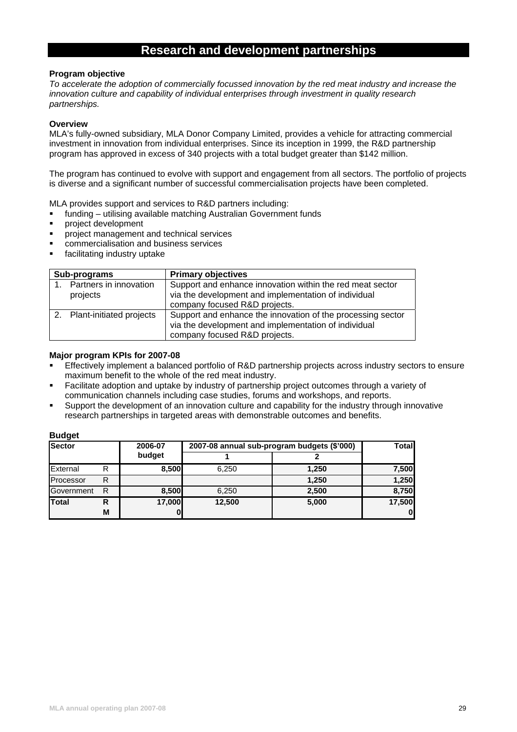# Research and development partnerships

**Program objective**

*To accelerate the adoption of commercially focussed innovation by the red meat industry and increase the innovation culture and capability of individual enterprises through investment in quality research partnerships.*

**Overview**

MLA's fully-owned subsidiary, MLA Donor Company Limited, provides a vehicle for attracting commercial investment in innovation from individual enterprises. Since its inception in 1999, the R&D partnership program has approved in excess of 340 projects with a total budget greater than $142 million.

The program has continued to evolve with support and engagement from all sectors. The portfolio of projects is diverse and a significant number of successful commercialisation projects have been completed.

MLA provides support and services to R&D partners including:

- funding – utilising available matching Australian Government funds
- project development
- project management and technical services
- commercialisation and business services
- facilitating industry uptake

| Sub-programs | Primary objectives |
|---|---|
| 1. Partners in innovation projects | Support and enhance innovation within the red meat sector via the development and implementation of individual company focussed R&D projects. |
| 2. Plant-initiated projects | Support and enhance the innovation of the processing sector via the development and implementation of individual company focused R&D projects. |

**Major program KPIs for 2007-08**

- Effectively implement a balanced portfolio of R&D partnership projects across industry sectors to ensure maximum benefit to the whole of the red meat industry.
- Facilitate adoption and uptake by industry of partnership project outcomes through a variety of communication channels including case studies, forums and workshops, and reports.
- Support the development of an innovation culture and capability for the industry through innovative research partnerships in targeted areas with demonstrable outcomes and benefits.

**Budget**

| Sector | | 2006-07 budget | 2007-08 annual sub-program budgets ($'000) | | Total |
|---|---|---|---|---|---|
| | | | 1 | 2 | |
| External | R | 8,500 | 6,250 | 1,250 | 7,500 |
| Processor | R | | | 1,250 | 1,250 |
| Government | R | 8,500 | 6,250 | 2,500 | 8,750 |
| **Total** | **R** | **17,000** | **12,500** | **5,000** | **17,500** |
| | **M** | **0** | | | **0** |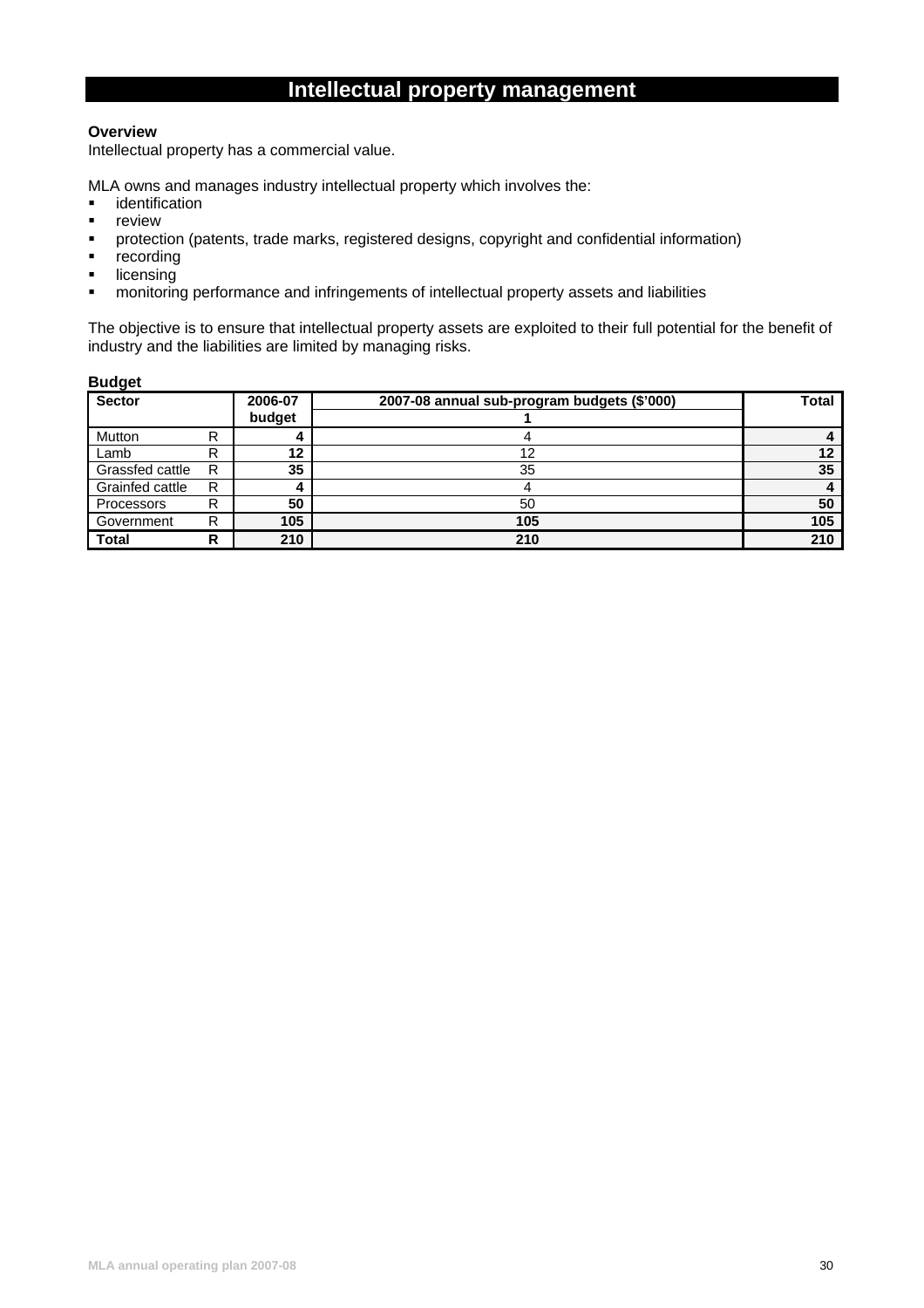# Intellectual property management

**Overview**

Intellectual property has a commercial value.

MLA owns and manages industry intellectual property which involves the:

- identification
- review
- protection (patents, trade marks, registered designs, copyright and confidential information)
- recording
- licensing
- monitoring performance and infringements of intellectual property assets and liabilities

The objective is to ensure that intellectual property assets are exploited to their full potential for the benefit of industry and the liabilities are limited by managing risks.

**Budget**

| Sector | | 2006-07 budget | 2007-08 annual sub-program budgets ($'000) | Total |
|---|---|---|---|---|
| | | | 1 | |
| Mutton | R | **4** | 4 | **4** |
| Lamb | R | **12** | 12 | **12** |
| Grassfed cattle | R | **35** | 35 | **35** |
| Grainfed cattle | R | **4** | 4 | **4** |
| Processors | R | **50** | 50 | **50** |
| Government | R | **105** | **105** | **105** |
| **Total** | **R** | **210** | **210** | **210** |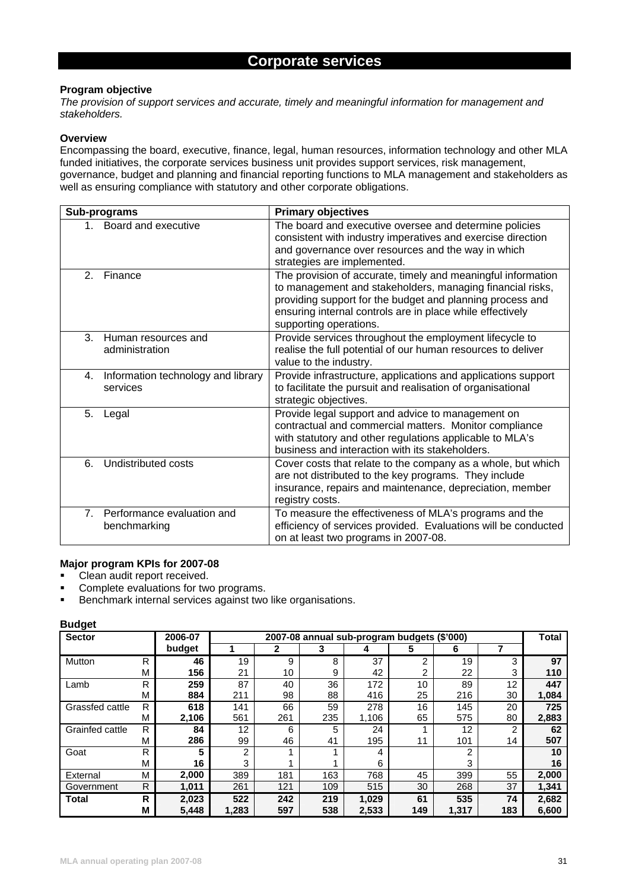# Corporate services

**Program objective**

*The provision of support services and accurate, timely and meaningful information for management and stakeholders.*

**Overview**

Encompassing the board, executive, finance, legal, human resources, information technology and other MLA funded initiatives, the corporate services business unit provides support services, risk management, governance, budget and planning and financial reporting functions to MLA management and stakeholders as well as ensuring compliance with statutory and other corporate obligations.

| Sub-programs | Primary objectives |
|---|---|
| 1. Board and executive | The board and executive oversee and determine policies consistent with industry imperatives and exercise direction and governance over resources and the way in which strategies are implemented. |
| 2. Finance | The provision of accurate, timely and meaningful information to management and stakeholders, managing financial risks, providing support for the budget and planning process and ensuring internal controls are in place while effectively supporting operations. |
| 3. Human resources and administration | Provide services throughout the employment lifecycle to realise the full potential of our human resources to deliver value to the industry. |
| 4. Information technology and library services | Provide infrastructure, applications and applications support to facilitate the pursuit and realisation of organisational strategic objectives. |
| 5. Legal | Provide legal support and advice to management on contractual and commercial matters. Monitor compliance with statutory and other regulations applicable to MLA's business and interaction with its stakeholders. |
| 6. Undistributed costs | Cover costs that relate to the company as a whole, but which are not distributed to the key programs. They include insurance, repairs and maintenance, depreciation, member registry costs. |
| 7. Performance evaluation and benchmarking | To measure the effectiveness of MLA's programs and the efficiency of services provided. Evaluations will be conducted on at least two programs in 2007-08. |

**Major program KPIs for 2007-08**

- Clean audit report received.
- Complete evaluations for two programs.
- Benchmark internal services against two like organisations.

**Budget**

| Sector | | 2006-07 budget | 2007-08 annual sub-program budgets ($'000) | | | | | | | Total |
|---|---|---|---|---|---|---|---|---|---|---|
| | | | 1 | 2 | 3 | 4 | 5 | 6 | 7 | |
| Mutton | R | **46** | 19 | 9 | 8 | 37 | 2 | 19 | 3 | **97** |
| | M | **156** | 21 | 10 | 9 | 42 | 2 | 22 | 3 | **110** |
| Lamb | R | **259** | 87 | 40 | 36 | 172 | 10 | 89 | 12 | **447** |
| | M | **884** | 211 | 98 | 88 | 416 | 25 | 216 | 30 | **1,084** |
| Grassfed cattle | R | **618** | 141 | 66 | 59 | 278 | 16 | 145 | 20 | **725** |
| | M | **2,106** | 561 | 261 | 235 | 1,106 | 65 | 575 | 80 | **2,883** |
| Grainfed cattle | R | **84** | 12 | 6 | 5 | 24 | 1 | 12 | 2 | **62** |
| | M | **286** | 99 | 46 | 41 | 195 | 11 | 101 | 14 | **507** |
| Goat | R | **5** | 2 | 1 | 1 | 4 | | 2 | | **10** |
| | M | **16** | 3 | 1 | 1 | 6 | | 3 | | **16** |
| External | M | **2,000** | 389 | 181 | 163 | 768 | 45 | 399 | 55 | **2,000** |
| Government | R | **1,011** | 261 | 121 | 109 | 515 | 30 | 268 | 37 | **1,341** |
| **Total** | **R** | **2,023** | **522** | **242** | **219** | **1,029** | **61** | **535** | **74** | **2,682** |
| | **M** | **5,448** | **1,283** | **597** | **538** | **2,533** | **149** | **1,317** | **183** | **6,600** |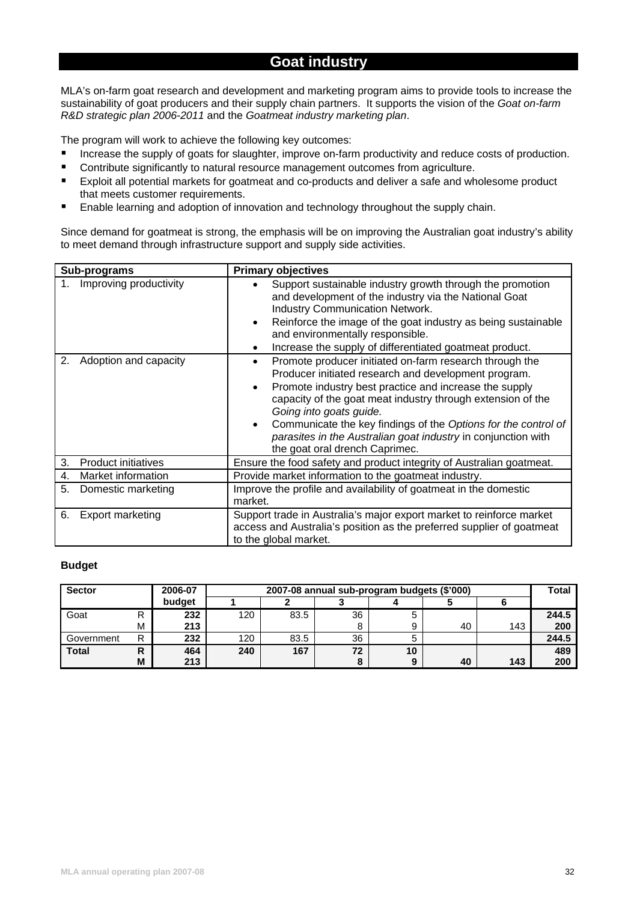# Goat industry

MLA's on-farm goat research and development and marketing program aims to provide tools to increase the sustainability of goat producers and their supply chain partners. It supports the vision of the *Goat on-farm R&D strategic plan 2006-2011* and the *Goatmeat industry marketing plan*.

The program will work to achieve the following key outcomes:

- Increase the supply of goats for slaughter, improve on-farm productivity and reduce costs of production.
- Contribute significantly to natural resource management outcomes from agriculture.
- Exploit all potential markets for goatmeat and co-products and deliver a safe and wholesome product that meets customer requirements.
- Enable learning and adoption of innovation and technology throughout the supply chain.

Since demand for goatmeat is strong, the emphasis will be on improving the Australian goat industry's ability to meet demand through infrastructure support and supply side activities.

| Sub-programs | Primary objectives |
|---|---|
| 1. Improving productivity | • Support sustainable industry growth through the promotion and development of the industry via the National Goat Industry Communication Network.<br>• Reinforce the image of the goat industry as being sustainable and environmentally responsible.<br>• Increase the supply of differentiated goatmeat product. |
| 2. Adoption and capacity | • Promote producer initiated on-farm research through the Producer initiated research and development program.<br>• Promote industry best practice and increase the supply capacity of the goat meat industry through extension of the *Going into goats guide.*<br>• Communicate the key findings of the *Options for the control of parasites in the Australian goat industry* in conjunction with the goat oral drench Caprimec. |
| 3. Product initiatives | Ensure the food safety and product integrity of Australian goatmeat. |
| 4. Market information | Provide market information to the goatmeat industry. |
| 5. Domestic marketing | Improve the profile and availability of goatmeat in the domestic market. |
| 6. Export marketing | Support trade in Australia's major export market to reinforce market access and Australia's position as the preferred supplier of goatmeat to the global market. |

**Budget**

| Sector | | 2006-07 budget | 2007-08 annual sub-program budgets ($'000) | | | | | | Total |
|---|---|---|---|---|---|---|---|---|---|
| | | | 1 | 2 | 3 | 4 | 5 | 6 | |
| Goat | R | 232 | 120 | 83.5 | 36 | 5 | | | **244.5** |
| | M | 213 | | | 8 | 9 | 40 | 143 | **200** |
| Government | R | 232 | 120 | 83.5 | 36 | 5 | | | **244.5** |
| **Total** | **R** | **464** | **240** | **167** | **72** | **10** | | | **489** |
| | **M** | **213** | | | **8** | **9** | **40** | **143** | **200** |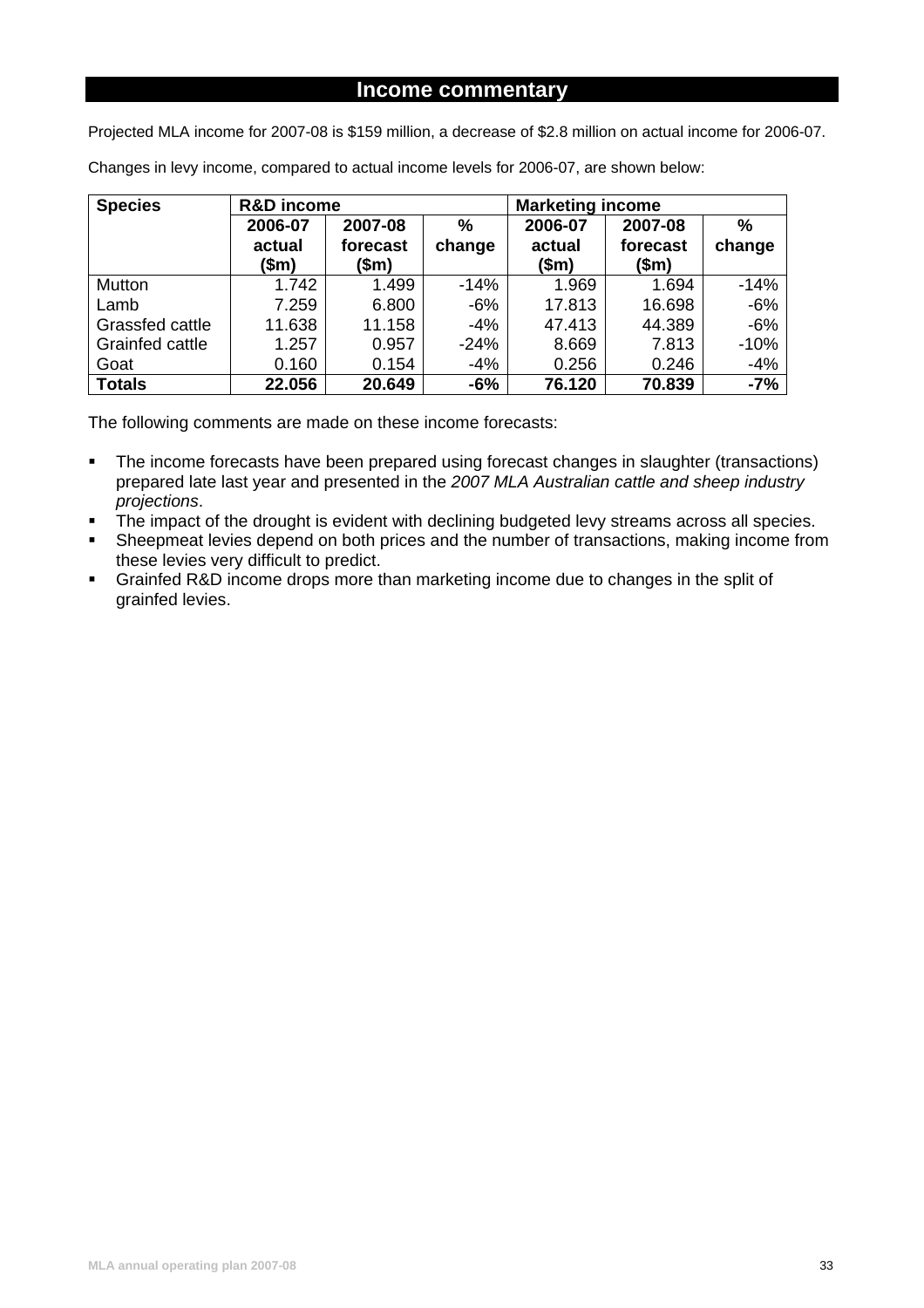## Income commentary

Projected MLA income for 2007-08 is $159 million, a decrease of $2.8 million on actual income for 2006-07.

Changes in levy income, compared to actual income levels for 2006-07, are shown below:

| Species | R&D income | | | Marketing income | | |
|---|---|---|---|---|---|---|
| | 2006-07 actual ($m) | 2007-08 forecast ($m) | % change | 2006-07 actual ($m) | 2007-08 forecast ($m) | % change |
| Mutton | 1.742 | 1.499 | -14% | 1.969 | 1.694 | -14% |
| Lamb | 7.259 | 6.800 | -6% | 17.813 | 16.698 | -6% |
| Grassfed cattle | 11.638 | 11.158 | -4% | 47.413 | 44.389 | -6% |
| Grainfed cattle | 1.257 | 0.957 | -24% | 8.669 | 7.813 | -10% |
| Goat | 0.160 | 0.154 | -4% | 0.256 | 0.246 | -4% |
| **Totals** | **22.056** | **20.649** | **-6%** | **76.120** | **70.839** | **-7%** |

The following comments are made on these income forecasts:

- The income forecasts have been prepared using forecast changes in slaughter (transactions) prepared late last year and presented in the *2007 MLA Australian cattle and sheep industry projections*.
- The impact of the drought is evident with declining budgeted levy streams across all species.
- Sheepmeat levies depend on both prices and the number of transactions, making income from these levies very difficult to predict.
- Grainfed R&D income drops more than marketing income due to changes in the split of grainfed levies.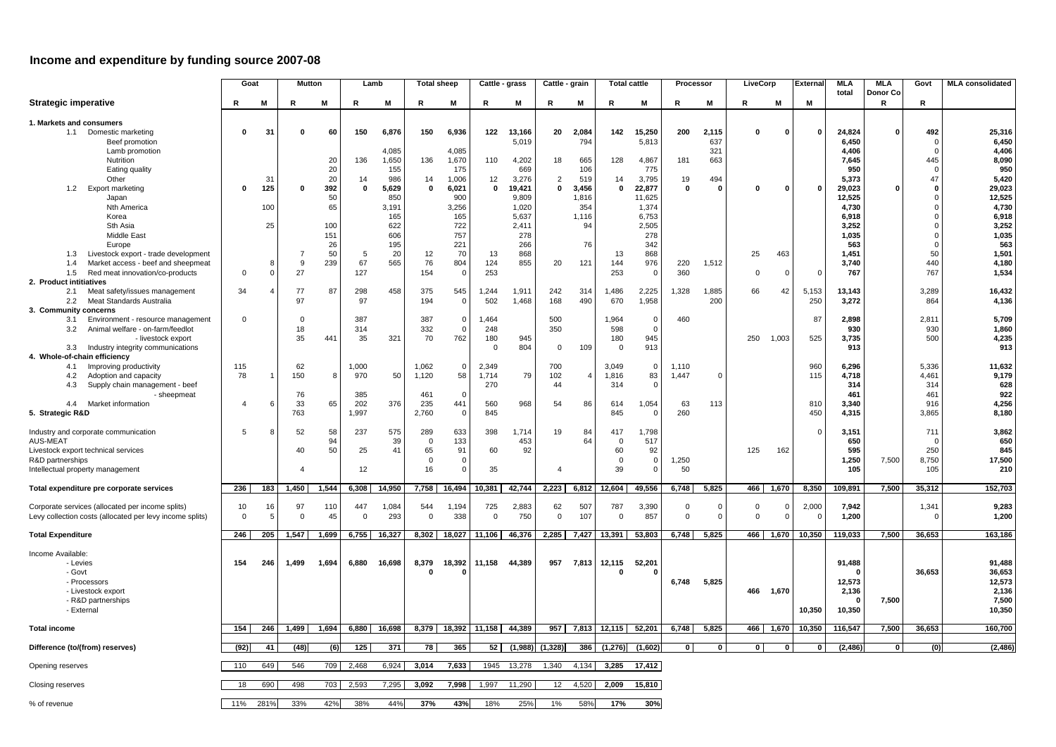# Income and expenditure by funding source 2007-08

| | Goat | | Mutton | | Lamb | | Total sheep | | Cattle - grass | | Cattle - grain | | Total cattle | | Processor | | LiveCorp | | External | MLA total | MLA Donor Co | Govt | MLA consolidated |
|---|---|---|---|---|---|---|---|---|---|---|---|---|---|---|---|---|---|---|---|---|---|---|---|
| **Strategic imperative** | R | M | R | M | R | M | R | M | R | M | R | M | R | M | R | M | R | M | M | | R | R | |
| **1. Markets and consumers** | | | | | | | | | | | | | | | | | | | | | | | |
| 1.1 Domestic marketing | 0 | 31 | 0 | 60 | 150 | 6,876 | 150 | 6,936 | 122 | 13,166 | 20 | 2,084 | 142 | 15,250 | 200 | 2,115 | 0 | 0 | 0 | 24,824 | 0 | 492 | 25,316 |
| Beef promotion | | | | | | | | | | 5,019 | | 794 | | 5,813 | | 637 | | | | 6,450 | | 0 | 6,450 |
| Lamb promotion | | | | | | 4,085 | | 4,085 | | | | | | | | 321 | | | | 4,406 | | 0 | 4,406 |
| Nutrition | | | | 20 | 136 | 1,650 | 136 | 1,670 | 110 | 4,202 | 18 | 665 | 128 | 4,867 | 181 | 663 | | | | 7,645 | | 445 | 8,090 |
| Eating quality | | | | 20 | | 155 | | 175 | | 669 | | 106 | | 775 | | | | | | 950 | | 0 | 950 |
| Other | | 31 | | 20 | 14 | 986 | 14 | 1,006 | 12 | 3,276 | 2 | 519 | 14 | 3,795 | 19 | 494 | | | | 5,373 | | 47 | 5,420 |
| 1.2 Export marketing | 0 | 125 | 0 | 392 | 0 | 5,629 | 0 | 6,021 | 0 | 19,421 | 0 | 3,456 | 0 | 22,877 | 0 | 0 | 0 | 0 | 0 | 29,023 | 0 | 0 | 29,023 |
| Japan | | | | 50 | | 850 | | 900 | | 9,809 | | 1,816 | | 11,625 | | | | | | 12,525 | | 0 | 12,525 |
| Nth America | | 100 | | 65 | | 3,191 | | 3,256 | | 1,020 | | 354 | | 1,374 | | | | | | 4,730 | | 0 | 4,730 |
| Korea | | | | | | 165 | | 165 | | 5,637 | | 1,116 | | 6,753 | | | | | | 6,918 | | 0 | 6,918 |
| Sth Asia | | 25 | | 100 | | 622 | | 722 | | 2,411 | | 94 | | 2,505 | | | | | | 3,252 | | 0 | 3,252 |
| Middle East | | | | 151 | | 606 | | 757 | | 278 | | | | 278 | | | | | | 1,035 | | 0 | 1,035 |
| Europe | | | | 26 | | 195 | | 221 | | 266 | | 76 | | 342 | | | | | | 563 | | 0 | 563 |
| 1.3 Livestock export - trade development | | | 7 | 50 | 5 | 20 | 12 | 70 | 13 | 868 | | | 13 | 868 | | | 25 | 463 | | 1,451 | | 50 | 1,501 |
| 1.4 Market access - beef and sheepmeat | | 8 | 9 | 239 | 67 | 565 | 76 | 804 | 124 | 855 | 20 | 121 | 144 | 976 | 220 | 1,512 | | | | 3,740 | | 440 | 4,180 |
| 1.5 Red meat innovation/co-products | 0 | 0 | 27 | | 127 | | 154 | 0 | 253 | | | | 253 | 0 | 360 | | 0 | 0 | 0 | 767 | | 767 | 1,534 |
| **2. Product intitiatives** | | | | | | | | | | | | | | | | | | | | | | | |
| 2.1 Meat safety/issues management | 34 | 4 | 77 | 87 | 298 | 458 | 375 | 545 | 1,244 | 1,911 | 242 | 314 | 1,486 | 2,225 | 1,328 | 1,885 | 66 | 42 | 5,153 | 13,143 | | 3,289 | 16,432 |
| 2.2 Meat Standards Australia | | | 97 | | 97 | | 194 | 0 | 502 | 1,468 | 168 | 490 | 670 | 1,958 | | 200 | | | 250 | 3,272 | | 864 | 4,136 |
| **3. Community concerns** | | | | | | | | | | | | | | | | | | | | | | | |
| 3.1 Environment - resource management | 0 | | 0 | | 387 | | 387 | 0 | 1,464 | | 500 | | 1,964 | 0 | 460 | | | | 87 | 2,898 | | 2,811 | 5,709 |
| 3.2 Animal welfare - on-farm/feedlot | | | 18 | | 314 | | 332 | 0 | 248 | | 350 | | 598 | 0 | | | | | | 930 | | 930 | 1,860 |
| - livestock export | | | 35 | 441 | 35 | 321 | 70 | 762 | 180 | 945 | | | 180 | 945 | | | 250 | 1,003 | 525 | 3,735 | | 500 | 4,235 |
| 3.3 Industry integrity communications | | | | | | | | | 0 | 804 | 0 | 109 | 0 | 913 | | | | | | 913 | | | 913 |
| **4. Whole-of-chain efficiency** | | | | | | | | | | | | | | | | | | | | | | | |
| 4.1 Improving productivity | 115 | | 62 | | 1,000 | | 1,062 | 0 | 2,349 | | 700 | | 3,049 | 0 | 1,110 | | | | 960 | 6,296 | | 5,336 | 11,632 |
| 4.2 Adoption and capacity | 78 | 1 | 150 | 8 | 970 | 50 | 1,120 | 58 | 1,714 | 79 | 102 | 4 | 1,816 | 83 | 1,447 | 0 | | | 115 | 4,718 | | 4,461 | 9,179 |
| 4.3 Supply chain management - beef | | | | | | | | | 270 | | 44 | | 314 | 0 | | | | | | 314 | | 314 | 628 |
| - sheepmeat | | | 76 | | 385 | | 461 | 0 | | | | | | | | | | | | 461 | | 461 | 922 |
| 4.4 Market information | 4 | 6 | 33 | 65 | 202 | 376 | 235 | 441 | 560 | 968 | 54 | 86 | 614 | 1,054 | 63 | 113 | | | 810 | 3,340 | | 916 | 4,256 |
| **5. Strategic R&D** | | | 763 | | 1,997 | | 2,760 | 0 | 845 | | | | 845 | 0 | 260 | | | | 450 | 4,315 | | 3,865 | 8,180 |
| Industry and corporate communication | 5 | 8 | 52 | 58 | 237 | 575 | 289 | 633 | 398 | 1,714 | 19 | 84 | 417 | 1,798 | | | | | 0 | 3,151 | | 711 | 3,862 |
| AUS-MEAT | | | | 94 | | 39 | 0 | 133 | | 453 | | 64 | 0 | 517 | | | | | | 650 | | 0 | 650 |
| Livestock export technical services | | | 40 | 50 | 25 | 41 | 65 | 91 | 60 | 92 | | | 60 | 92 | | | 125 | 162 | | 595 | | 250 | 845 |
| R&D partnerships | | | | | | | 0 | 0 | | | | | 0 | 0 | 1,250 | | | | | 1,250 | 7,500 | 8,750 | 17,500 |
| Intellectual property management | | | 4 | | 12 | | 16 | 0 | 35 | | 4 | | 39 | 0 | 50 | | | | | 105 | | 105 | 210 |
| **Total expenditure pre corporate services** | 236 | 183 | 1,450 | 1,544 | 6,308 | 14,950 | 7,758 | 16,494 | 10,381 | 42,744 | 2,223 | 6,812 | 12,604 | 49,556 | 6,748 | 5,825 | 466 | 1,670 | 8,350 | 109,891 | 7,500 | 35,312 | 152,703 |
| Corporate services (allocated per income splits) | 10 | 16 | 97 | 110 | 447 | 1,084 | 544 | 1,194 | 725 | 2,883 | 62 | 507 | 787 | 3,390 | 0 | 0 | 0 | 0 | 2,000 | 7,942 | | 1,341 | 9,283 |
| Levy collection costs (allocated per levy income splits) | 0 | 5 | 0 | 45 | 0 | 293 | 0 | 338 | 0 | 750 | 0 | 107 | 0 | 857 | 0 | 0 | 0 | 0 | 0 | 1,200 | | 0 | 1,200 |
| **Total Expenditure** | 246 | 205 | 1,547 | 1,699 | 6,755 | 16,327 | 8,302 | 18,027 | 11,106 | 46,376 | 2,285 | 7,427 | 13,391 | 53,803 | 6,748 | 5,825 | 466 | 1,670 | 10,350 | 119,033 | 7,500 | 36,653 | 163,186 |
| Income Available: | | | | | | | | | | | | | | | | | | | | | | | |
| - Levies | 154 | 246 | 1,499 | 1,694 | 6,880 | 16,698 | 8,379 | 18,392 | 11,158 | 44,389 | 957 | 7,813 | 12,115 | 52,201 | | | | | | 91,488 | | | 91,488 |
| - Govt | | | | | | | 0 | 0 | | | | | 0 | 0 | | | | | | 0 | | 36,653 | 36,653 |
| - Processors | | | | | | | | | | | | | | | 6,748 | 5,825 | | | | 12,573 | | | 12,573 |
| - Livestock export | | | | | | | | | | | | | | | | | 466 | 1,670 | | 2,136 | | | 2,136 |
| - R&D partnerships | | | | | | | | | | | | | | | | | | | | 0 | 7,500 | | 7,500 |
| - External | | | | | | | | | | | | | | | | | | | 10,350 | 10,350 | | | 10,350 |
| **Total income** | 154 | 246 | 1,499 | 1,694 | 6,880 | 16,698 | 8,379 | 18,392 | 11,158 | 44,389 | 957 | 7,813 | 12,115 | 52,201 | 6,748 | 5,825 | 466 | 1,670 | 10,350 | 116,547 | 7,500 | 36,653 | 160,700 |
| **Difference (to/(from) reserves)** | (92) | 41 | (48) | (6) | 125 | 371 | 78 | 365 | 52 | (1,988) | (1,328) | 386 | (1,276) | (1,602) | 0 | 0 | 0 | 0 | 0 | (2,486) | 0 | (0) | (2,486) |
| Opening reserves | 110 | 649 | 546 | 709 | 2,468 | 6,924 | 3,014 | 7,633 | 1945 | 13,278 | 1,340 | 4,134 | 3,285 | 17,412 | | | | | | | | | |
| Closing reserves | 18 | 690 | 498 | 703 | 2,593 | 7,295 | 3,092 | 7,998 | 1,997 | 11,290 | 12 | 4,520 | 2,009 | 15,810 | | | | | | | | | |
| % of revenue | 11% | 281% | 33% | 42% | 38% | 44% | 37% | 43% | 18% | 25% | 1% | 58% | 17% | 30% | | | | | | | | | |